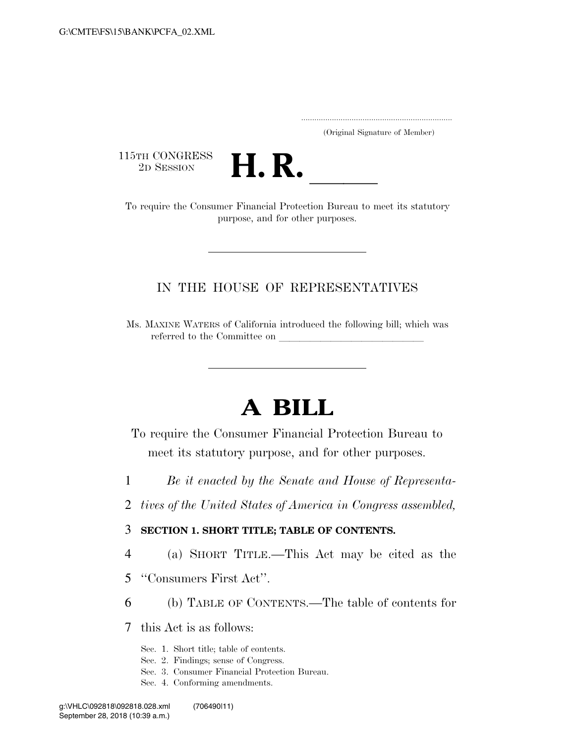.....................................................................

(Original Signature of Member)

115TH CONGRESS
2D SESSION

# H. R. ______

To require the Consumer Financial Protection Bureau to meet its statutory purpose, and for other purposes.

---

IN THE HOUSE OF REPRESENTATIVES

Ms. MAXINE WATERS of California introduced the following bill; which was referred to the Committee on ______________________________

---

# A BILL

To require the Consumer Financial Protection Bureau to meet its statutory purpose, and for other purposes.

1 *Be it enacted by the Senate and House of Representa-*
2 *tives of the United States of America in Congress assembled,*

3 **SECTION 1. SHORT TITLE; TABLE OF CONTENTS.**

4 (a) SHORT TITLE.—This Act may be cited as the
5 ‘‘Consumers First Act’’.

6 (b) TABLE OF CONTENTS.—The table of contents for
7 this Act is as follows:

Sec. 1. Short title; table of contents.
Sec. 2. Findings; sense of Congress.
Sec. 3. Consumer Financial Protection Bureau.
Sec. 4. Conforming amendments.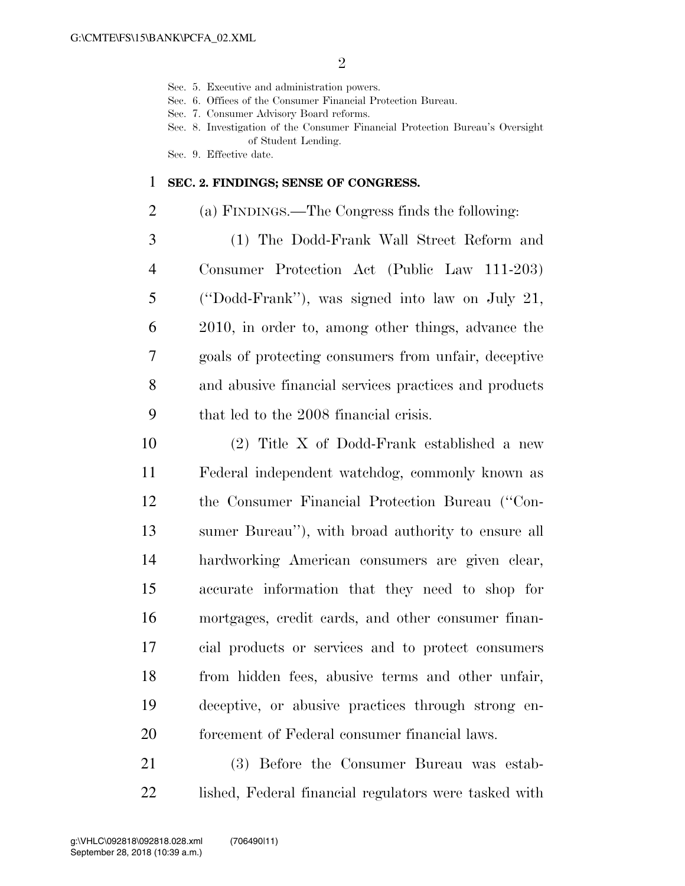Sec. 5. Executive and administration powers.
Sec. 6. Offices of the Consumer Financial Protection Bureau.
Sec. 7. Consumer Advisory Board reforms.
Sec. 8. Investigation of the Consumer Financial Protection Bureau's Oversight of Student Lending.
Sec. 9. Effective date.

**SEC. 2. FINDINGS; SENSE OF CONGRESS.**

(a) FINDINGS.—The Congress finds the following:

(1) The Dodd-Frank Wall Street Reform and Consumer Protection Act (Public Law 111-203) (''Dodd-Frank''), was signed into law on July 21, 2010, in order to, among other things, advance the goals of protecting consumers from unfair, deceptive and abusive financial services practices and products that led to the 2008 financial crisis.

(2) Title X of Dodd-Frank established a new Federal independent watchdog, commonly known as the Consumer Financial Protection Bureau (''Consumer Bureau''), with broad authority to ensure all hardworking American consumers are given clear, accurate information that they need to shop for mortgages, credit cards, and other consumer financial products or services and to protect consumers from hidden fees, abusive terms and other unfair, deceptive, or abusive practices through strong enforcement of Federal consumer financial laws.

(3) Before the Consumer Bureau was established, Federal financial regulators were tasked with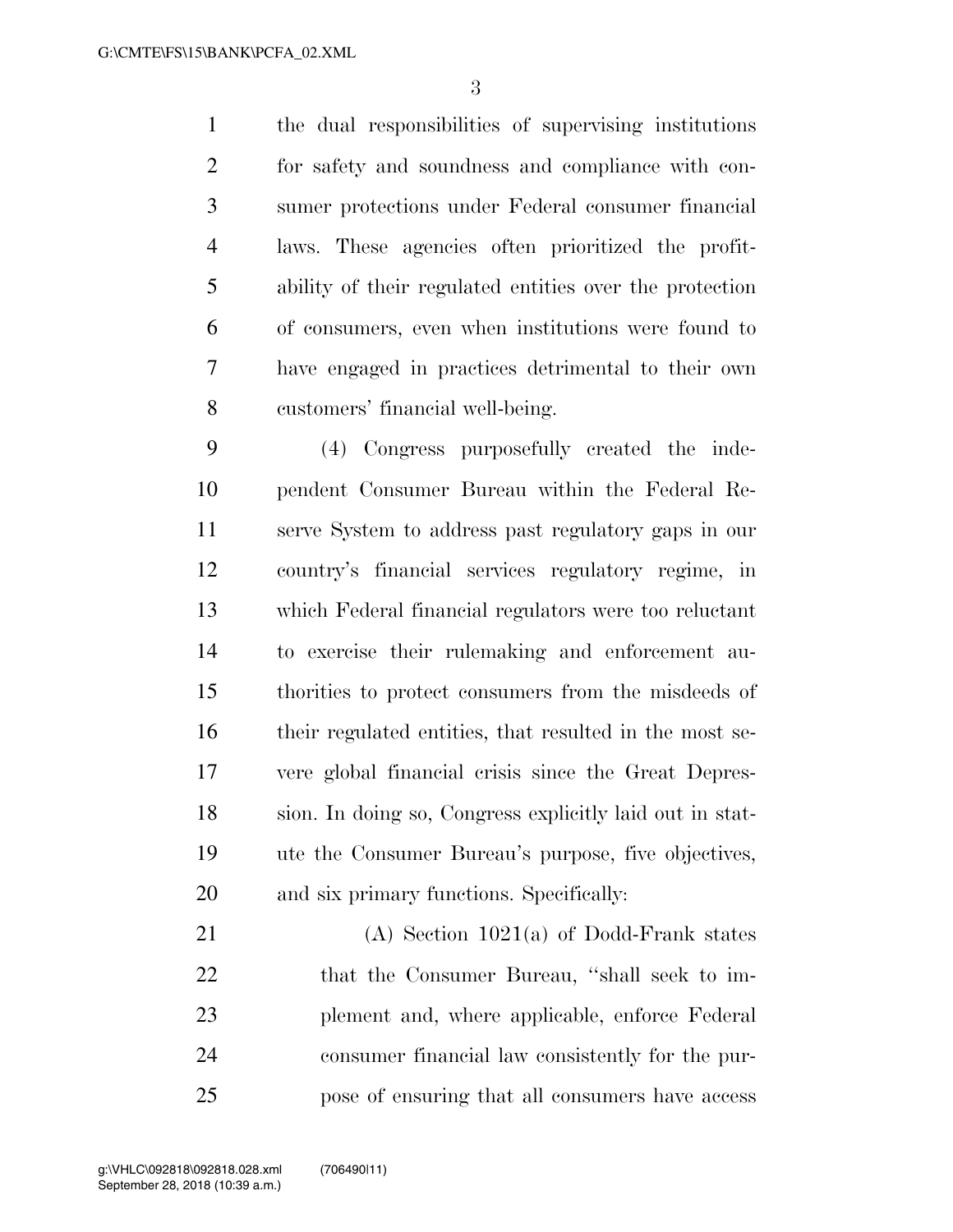the dual responsibilities of supervising institutions for safety and soundness and compliance with consumer protections under Federal consumer financial laws. These agencies often prioritized the profitability of their regulated entities over the protection of consumers, even when institutions were found to have engaged in practices detrimental to their own customers' financial well-being.

(4) Congress purposefully created the independent Consumer Bureau within the Federal Reserve System to address past regulatory gaps in our country's financial services regulatory regime, in which Federal financial regulators were too reluctant to exercise their rulemaking and enforcement authorities to protect consumers from the misdeeds of their regulated entities, that resulted in the most severe global financial crisis since the Great Depression. In doing so, Congress explicitly laid out in statute the Consumer Bureau's purpose, five objectives, and six primary functions. Specifically:

(A) Section 1021(a) of Dodd-Frank states that the Consumer Bureau, "shall seek to implement and, where applicable, enforce Federal consumer financial law consistently for the purpose of ensuring that all consumers have access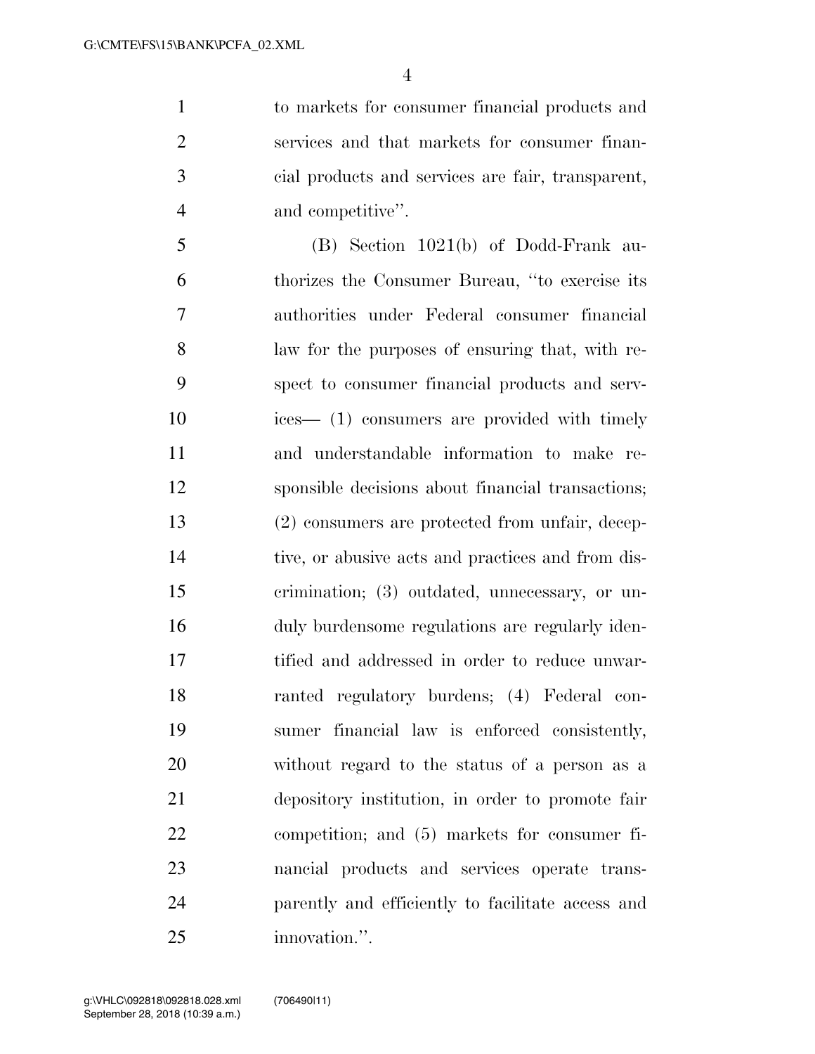to markets for consumer financial products and services and that markets for consumer financial products and services are fair, transparent, and competitive''.

(B) Section 1021(b) of Dodd-Frank authorizes the Consumer Bureau, ''to exercise its authorities under Federal consumer financial law for the purposes of ensuring that, with respect to consumer financial products and services— (1) consumers are provided with timely and understandable information to make responsible decisions about financial transactions; (2) consumers are protected from unfair, deceptive, or abusive acts and practices and from discrimination; (3) outdated, unnecessary, or unduly burdensome regulations are regularly identified and addressed in order to reduce unwarranted regulatory burdens; (4) Federal consumer financial law is enforced consistently, without regard to the status of a person as a depository institution, in order to promote fair competition; and (5) markets for consumer financial products and services operate transparently and efficiently to facilitate access and innovation.''.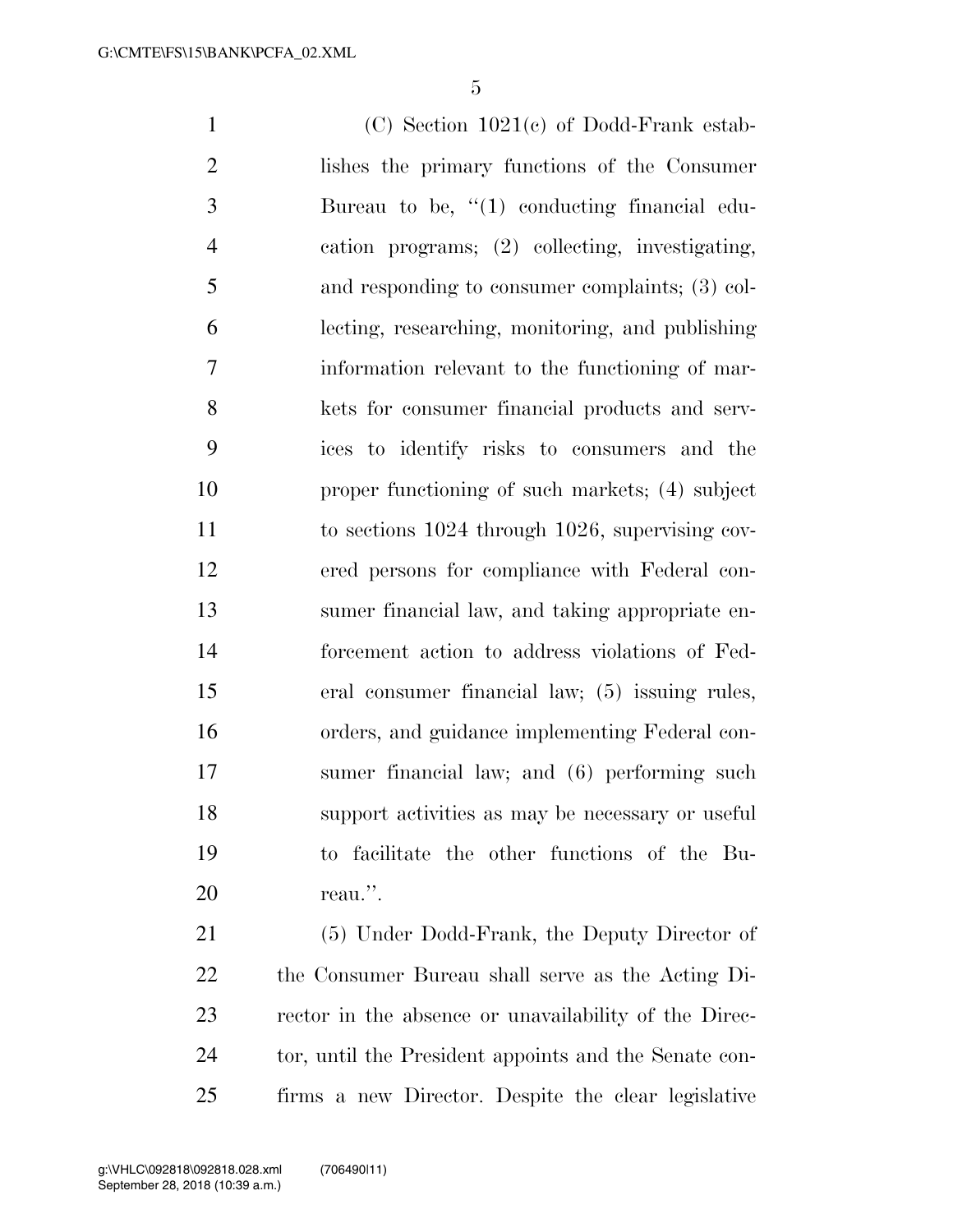(C) Section 1021(c) of Dodd-Frank establishes the primary functions of the Consumer Bureau to be, "(1) conducting financial education programs; (2) collecting, investigating, and responding to consumer complaints; (3) collecting, researching, monitoring, and publishing information relevant to the functioning of markets for consumer financial products and services to identify risks to consumers and the proper functioning of such markets; (4) subject to sections 1024 through 1026, supervising covered persons for compliance with Federal consumer financial law, and taking appropriate enforcement action to address violations of Federal consumer financial law; (5) issuing rules, orders, and guidance implementing Federal consumer financial law; and (6) performing such support activities as may be necessary or useful to facilitate the other functions of the Bureau.".

(5) Under Dodd-Frank, the Deputy Director of the Consumer Bureau shall serve as the Acting Director in the absence or unavailability of the Director, until the President appoints and the Senate confirms a new Director. Despite the clear legislative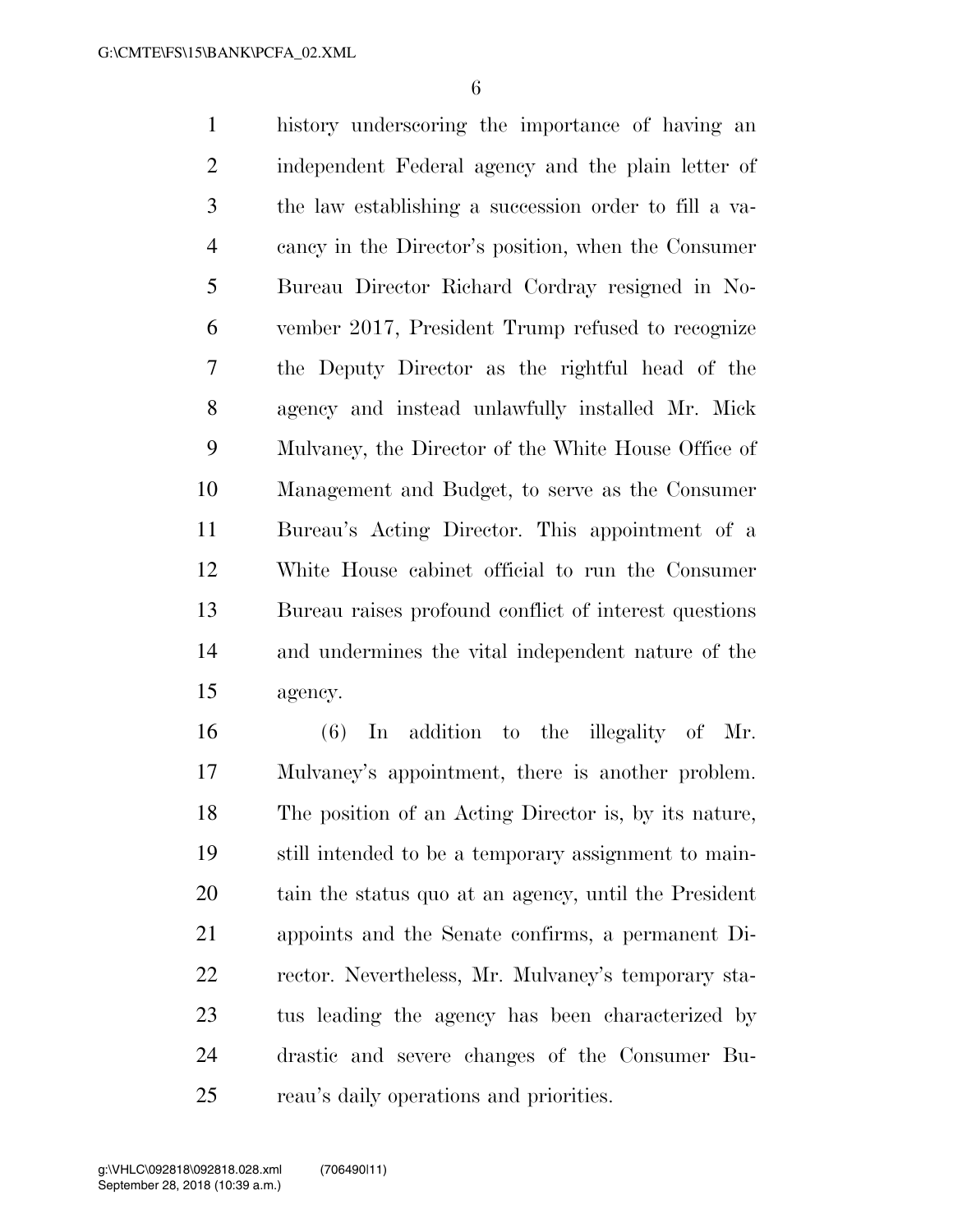history underscoring the importance of having an independent Federal agency and the plain letter of the law establishing a succession order to fill a vacancy in the Director's position, when the Consumer Bureau Director Richard Cordray resigned in November 2017, President Trump refused to recognize the Deputy Director as the rightful head of the agency and instead unlawfully installed Mr. Mick Mulvaney, the Director of the White House Office of Management and Budget, to serve as the Consumer Bureau's Acting Director. This appointment of a White House cabinet official to run the Consumer Bureau raises profound conflict of interest questions and undermines the vital independent nature of the agency.

(6) In addition to the illegality of Mr. Mulvaney's appointment, there is another problem. The position of an Acting Director is, by its nature, still intended to be a temporary assignment to maintain the status quo at an agency, until the President appoints and the Senate confirms, a permanent Director. Nevertheless, Mr. Mulvaney's temporary status leading the agency has been characterized by drastic and severe changes of the Consumer Bureau's daily operations and priorities.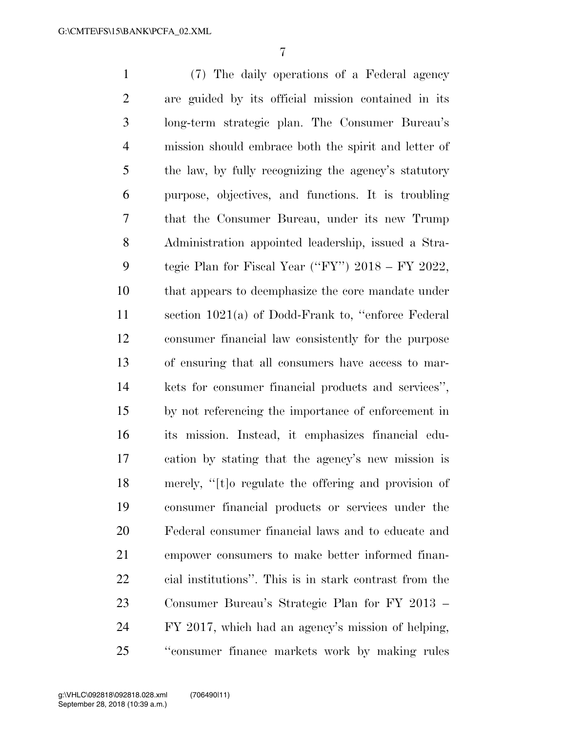(7) The daily operations of a Federal agency are guided by its official mission contained in its long-term strategic plan. The Consumer Bureau's mission should embrace both the spirit and letter of the law, by fully recognizing the agency's statutory purpose, objectives, and functions. It is troubling that the Consumer Bureau, under its new Trump Administration appointed leadership, issued a Strategic Plan for Fiscal Year ("FY") 2018 – FY 2022, that appears to deemphasize the core mandate under section 1021(a) of Dodd-Frank to, "enforce Federal consumer financial law consistently for the purpose of ensuring that all consumers have access to markets for consumer financial products and services", by not referencing the importance of enforcement in its mission. Instead, it emphasizes financial education by stating that the agency's new mission is merely, "[t]o regulate the offering and provision of consumer financial products or services under the Federal consumer financial laws and to educate and empower consumers to make better informed financial institutions". This is in stark contrast from the Consumer Bureau's Strategic Plan for FY 2013 – FY 2017, which had an agency's mission of helping, "consumer finance markets work by making rules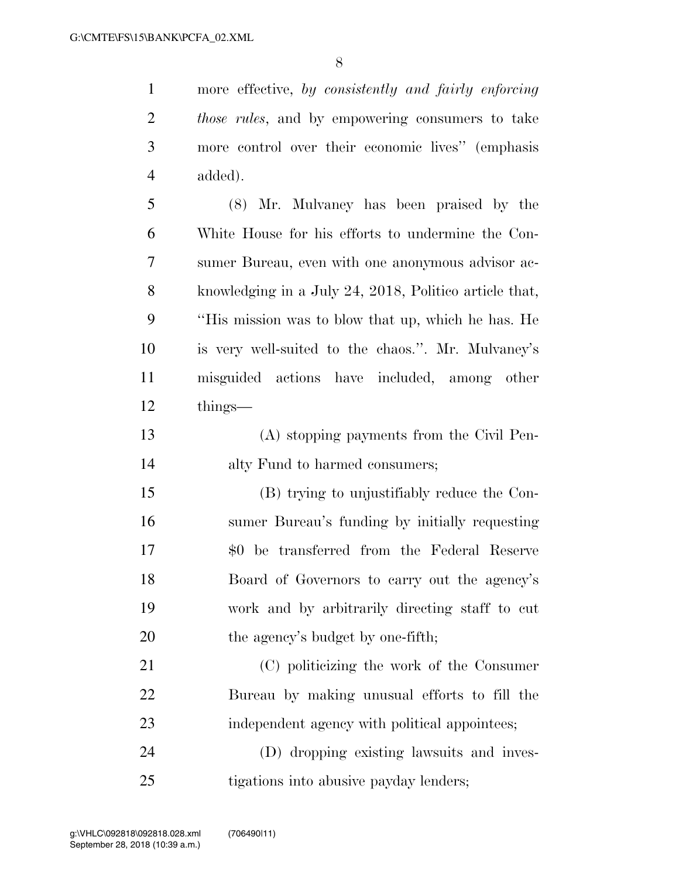more effective, *by consistently and fairly enforcing those rules*, and by empowering consumers to take more control over their economic lives'' (emphasis added).

(8) Mr. Mulvaney has been praised by the White House for his efforts to undermine the Consumer Bureau, even with one anonymous advisor acknowledging in a July 24, 2018, Politico article that, ''His mission was to blow that up, which he has. He is very well-suited to the chaos.''. Mr. Mulvaney's misguided actions have included, among other things—

(A) stopping payments from the Civil Penalty Fund to harmed consumers;

(B) trying to unjustifiably reduce the Consumer Bureau's funding by initially requesting $0 be transferred from the Federal Reserve Board of Governors to carry out the agency's work and by arbitrarily directing staff to cut the agency's budget by one-fifth;

(C) politicizing the work of the Consumer Bureau by making unusual efforts to fill the independent agency with political appointees;

(D) dropping existing lawsuits and investigations into abusive payday lenders;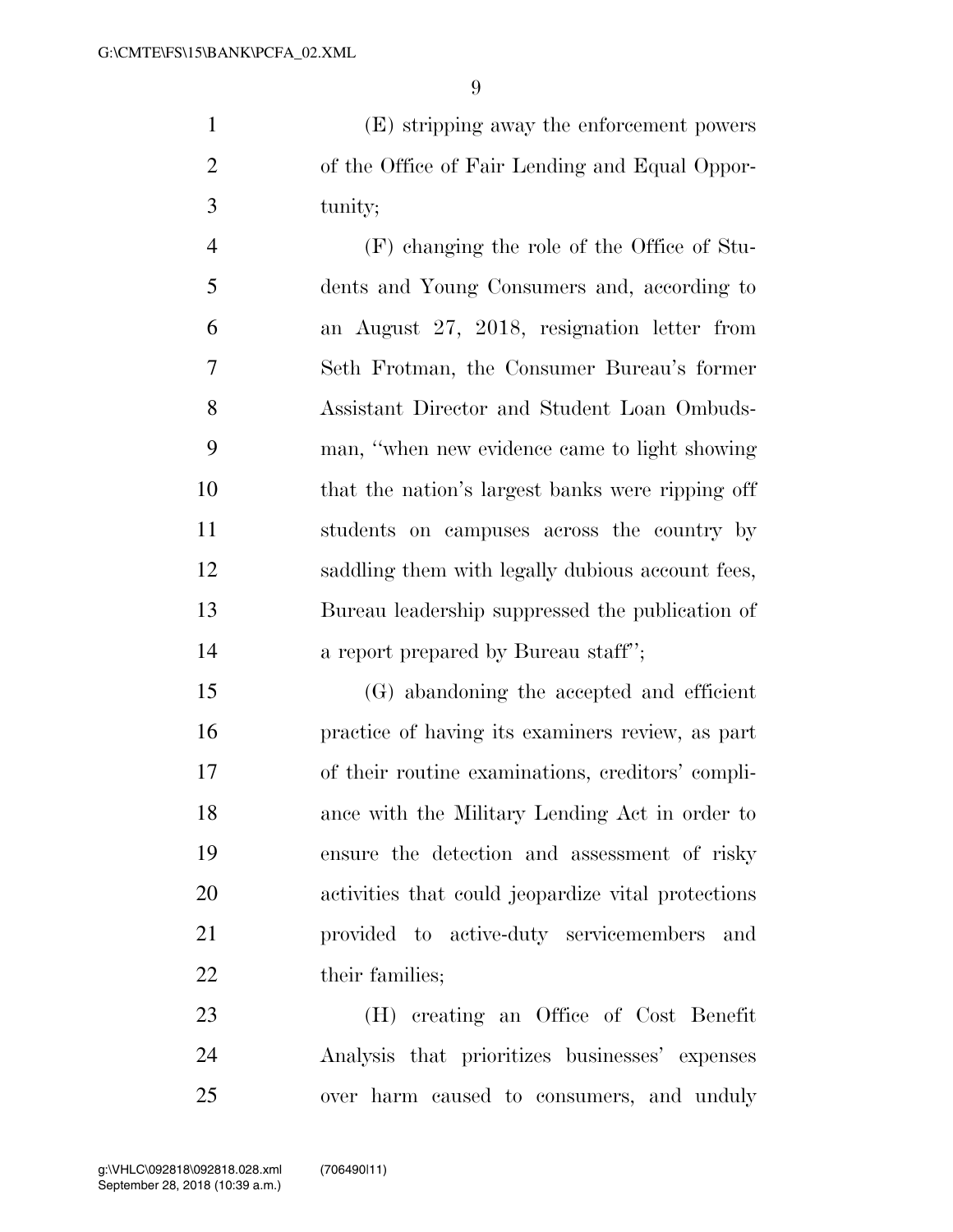(E) stripping away the enforcement powers of the Office of Fair Lending and Equal Opportunity;

(F) changing the role of the Office of Students and Young Consumers and, according to an August 27, 2018, resignation letter from Seth Frotman, the Consumer Bureau's former Assistant Director and Student Loan Ombudsman, "when new evidence came to light showing that the nation's largest banks were ripping off students on campuses across the country by saddling them with legally dubious account fees, Bureau leadership suppressed the publication of a report prepared by Bureau staff";

(G) abandoning the accepted and efficient practice of having its examiners review, as part of their routine examinations, creditors' compliance with the Military Lending Act in order to ensure the detection and assessment of risky activities that could jeopardize vital protections provided to active-duty servicemembers and their families;

(H) creating an Office of Cost Benefit Analysis that prioritizes businesses' expenses over harm caused to consumers, and unduly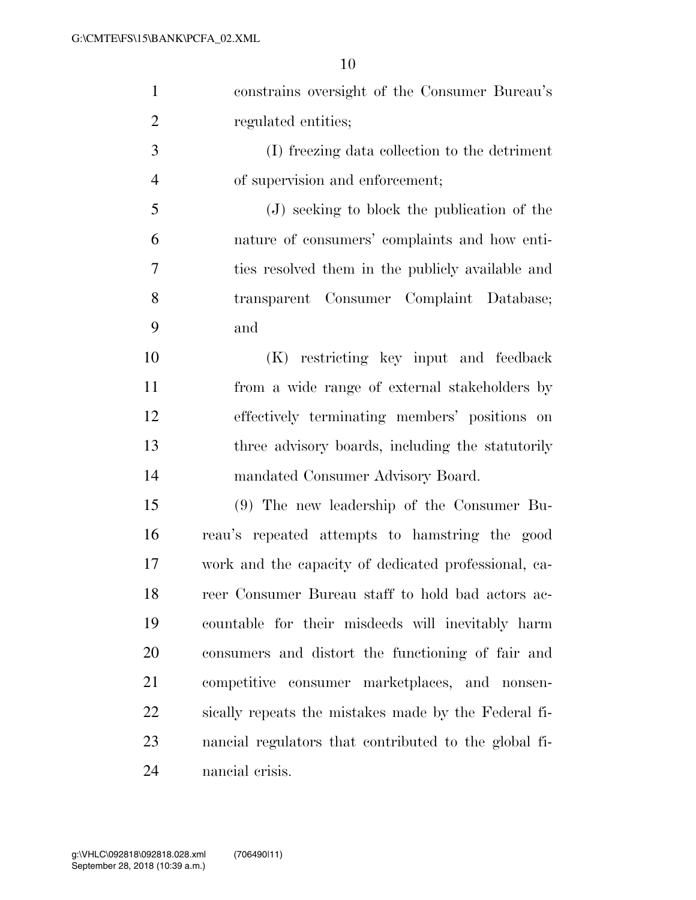constrains oversight of the Consumer Bureau's regulated entities;

(I) freezing data collection to the detriment of supervision and enforcement;

(J) seeking to block the publication of the nature of consumers' complaints and how entities resolved them in the publicly available and transparent Consumer Complaint Database; and

(K) restricting key input and feedback from a wide range of external stakeholders by effectively terminating members' positions on three advisory boards, including the statutorily mandated Consumer Advisory Board.

(9) The new leadership of the Consumer Bureau's repeated attempts to hamstring the good work and the capacity of dedicated professional, career Consumer Bureau staff to hold bad actors accountable for their misdeeds will inevitably harm consumers and distort the functioning of fair and competitive consumer marketplaces, and nonsensically repeats the mistakes made by the Federal financial regulators that contributed to the global financial crisis.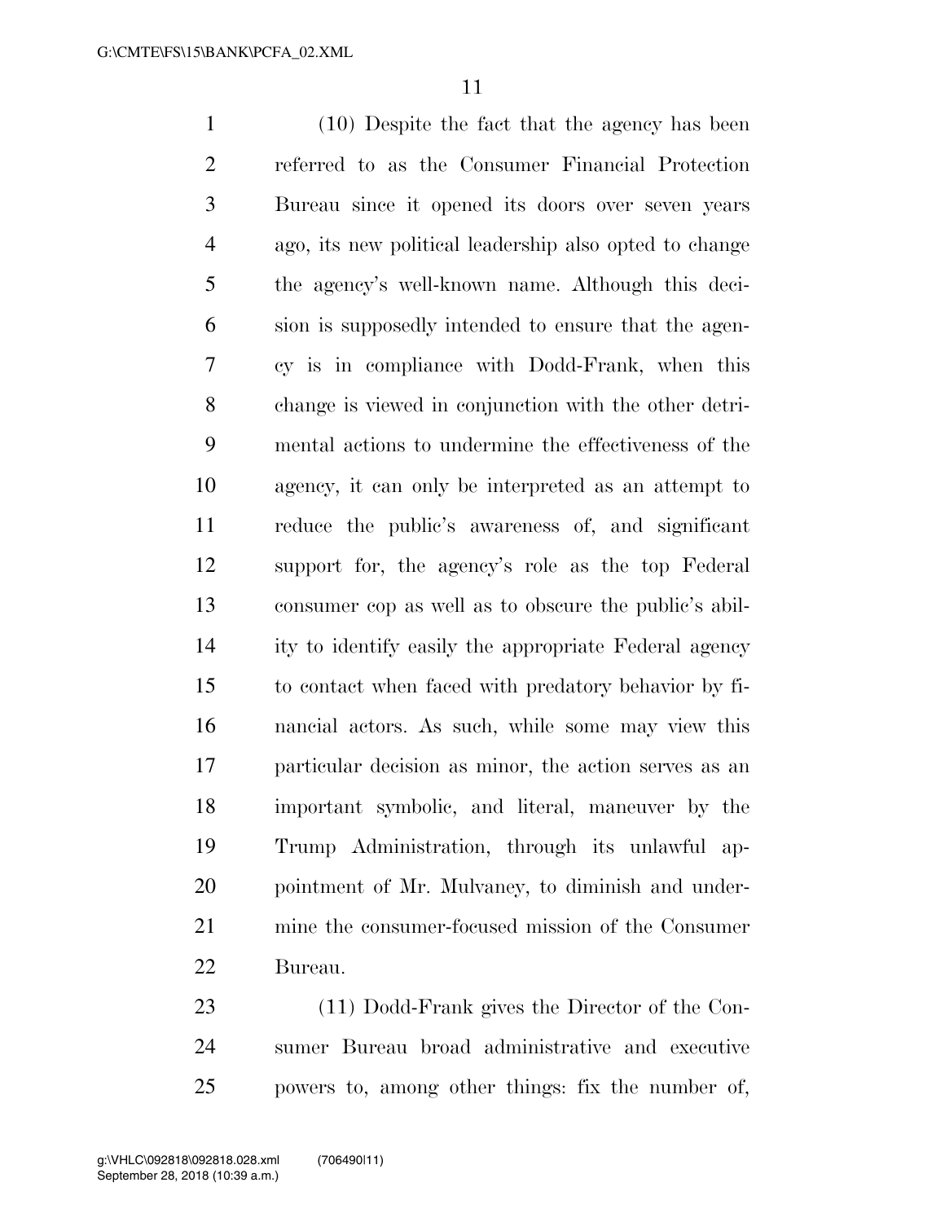(10) Despite the fact that the agency has been referred to as the Consumer Financial Protection Bureau since it opened its doors over seven years ago, its new political leadership also opted to change the agency's well-known name. Although this decision is supposedly intended to ensure that the agency is in compliance with Dodd-Frank, when this change is viewed in conjunction with the other detrimental actions to undermine the effectiveness of the agency, it can only be interpreted as an attempt to reduce the public's awareness of, and significant support for, the agency's role as the top Federal consumer cop as well as to obscure the public's ability to identify easily the appropriate Federal agency to contact when faced with predatory behavior by financial actors. As such, while some may view this particular decision as minor, the action serves as an important symbolic, and literal, maneuver by the Trump Administration, through its unlawful appointment of Mr. Mulvaney, to diminish and undermine the consumer-focused mission of the Consumer Bureau.

(11) Dodd-Frank gives the Director of the Consumer Bureau broad administrative and executive powers to, among other things: fix the number of,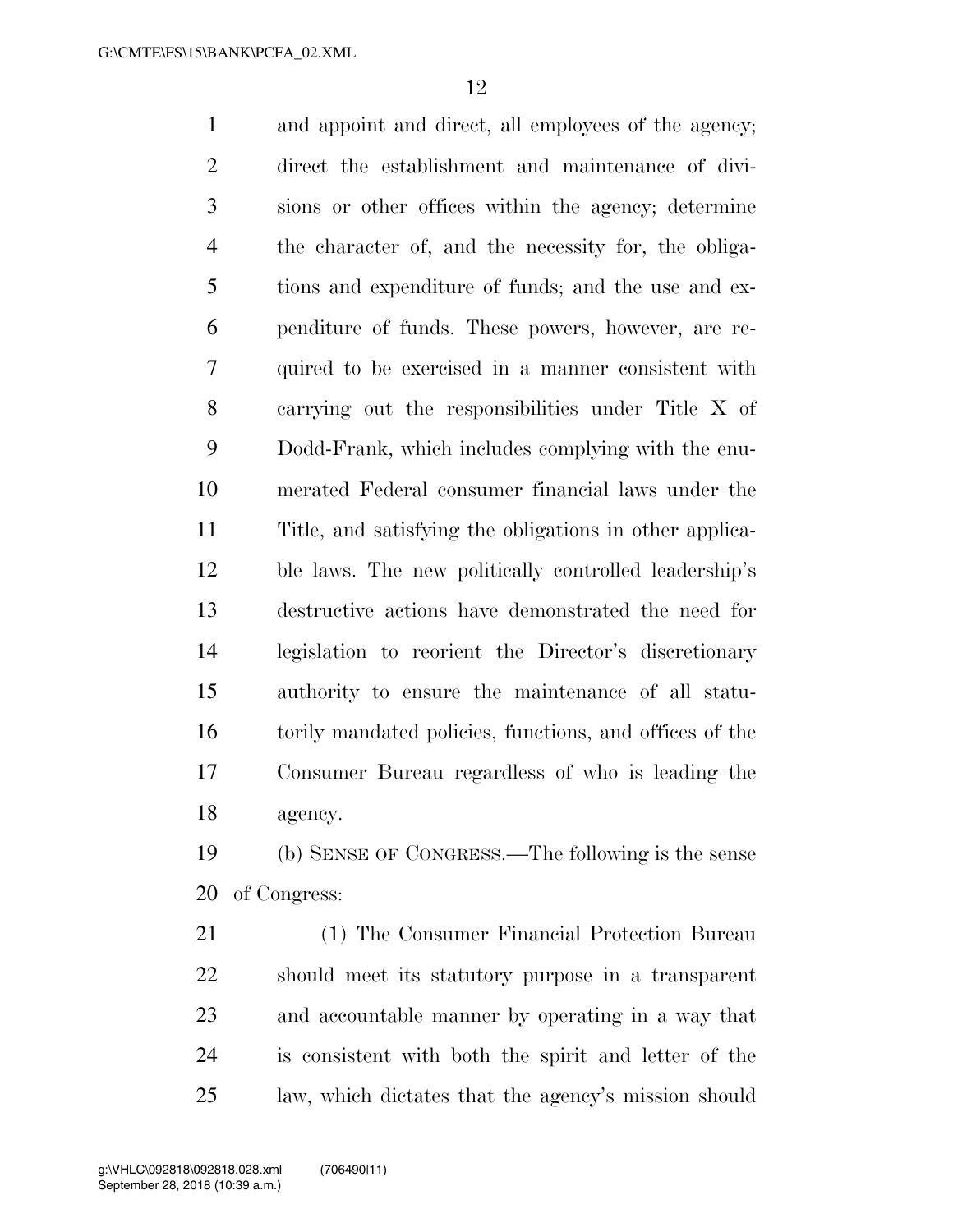and appoint and direct, all employees of the agency; direct the establishment and maintenance of divisions or other offices within the agency; determine the character of, and the necessity for, the obligations and expenditure of funds; and the use and expenditure of funds. These powers, however, are required to be exercised in a manner consistent with carrying out the responsibilities under Title X of Dodd-Frank, which includes complying with the enumerated Federal consumer financial laws under the Title, and satisfying the obligations in other applicable laws. The new politically controlled leadership's destructive actions have demonstrated the need for legislation to reorient the Director's discretionary authority to ensure the maintenance of all statutorily mandated policies, functions, and offices of the Consumer Bureau regardless of who is leading the agency.

(b) SENSE OF CONGRESS.—The following is the sense of Congress:

(1) The Consumer Financial Protection Bureau should meet its statutory purpose in a transparent and accountable manner by operating in a way that is consistent with both the spirit and letter of the law, which dictates that the agency's mission should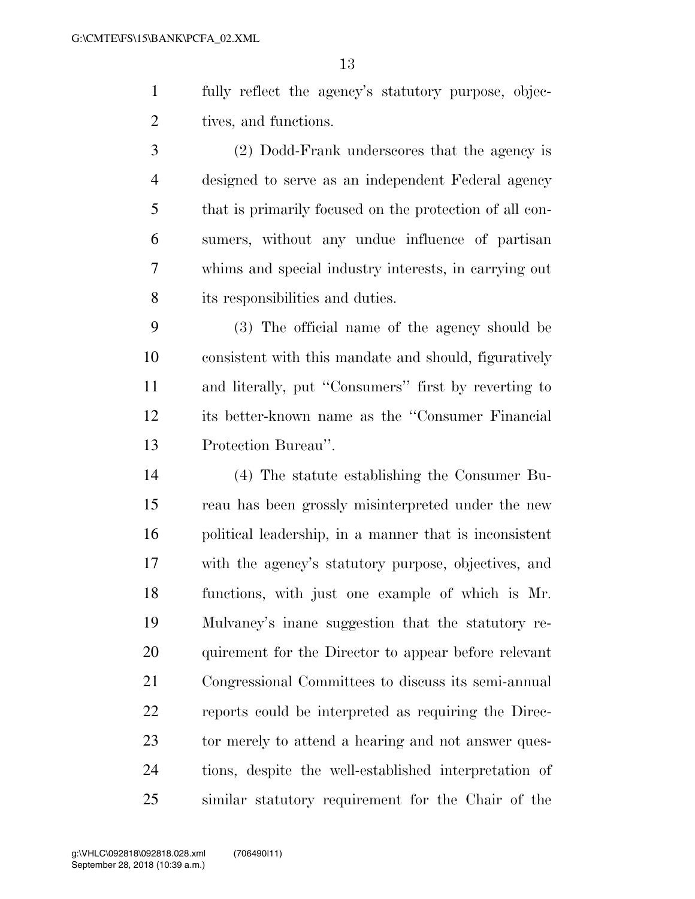fully reflect the agency's statutory purpose, objectives, and functions.

(2) Dodd-Frank underscores that the agency is designed to serve as an independent Federal agency that is primarily focused on the protection of all consumers, without any undue influence of partisan whims and special industry interests, in carrying out its responsibilities and duties.

(3) The official name of the agency should be consistent with this mandate and should, figuratively and literally, put ''Consumers'' first by reverting to its better-known name as the ''Consumer Financial Protection Bureau''.

(4) The statute establishing the Consumer Bureau has been grossly misinterpreted under the new political leadership, in a manner that is inconsistent with the agency's statutory purpose, objectives, and functions, with just one example of which is Mr. Mulvaney's inane suggestion that the statutory requirement for the Director to appear before relevant Congressional Committees to discuss its semi-annual reports could be interpreted as requiring the Director merely to attend a hearing and not answer questions, despite the well-established interpretation of similar statutory requirement for the Chair of the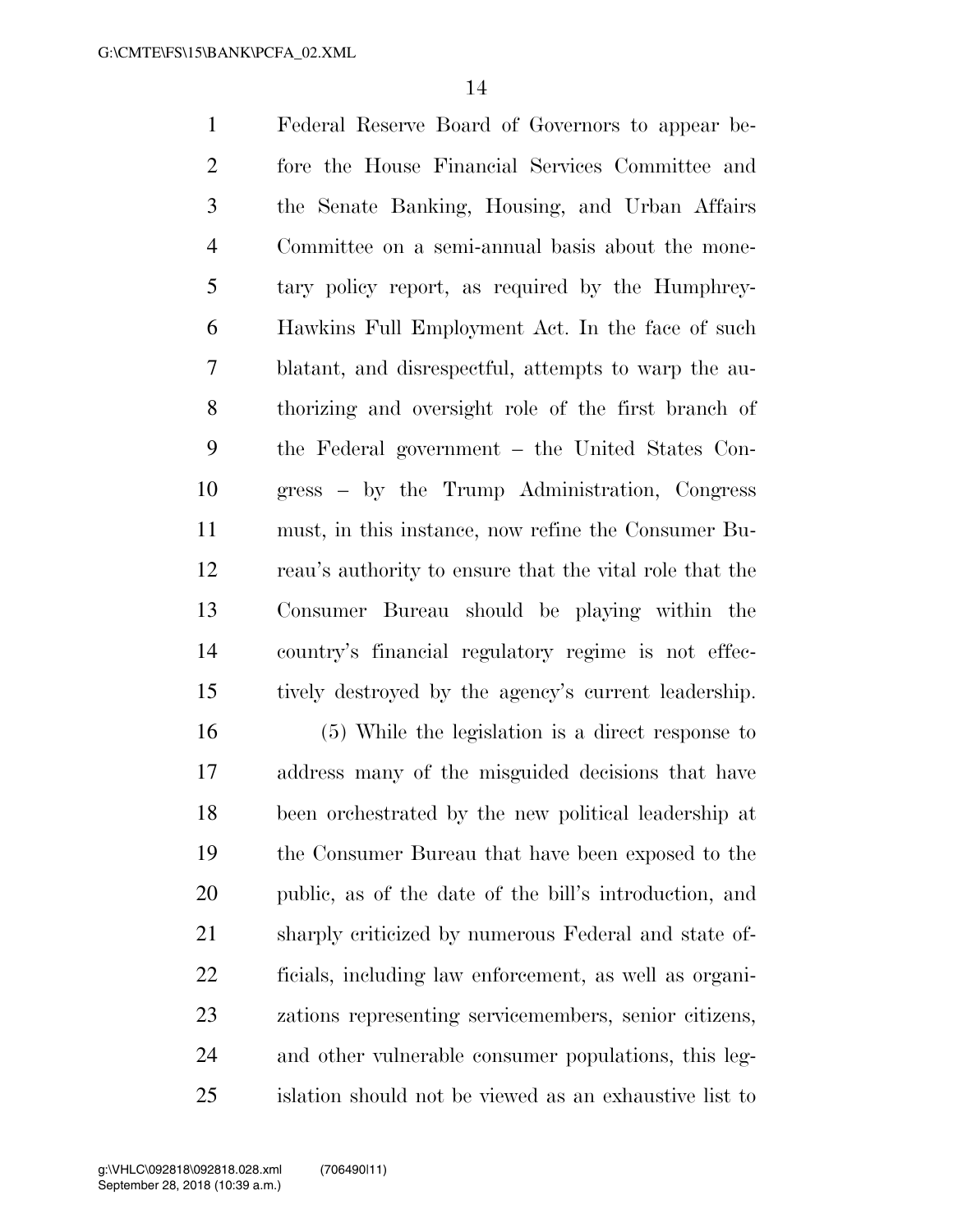Federal Reserve Board of Governors to appear before the House Financial Services Committee and the Senate Banking, Housing, and Urban Affairs Committee on a semi-annual basis about the monetary policy report, as required by the Humphrey-Hawkins Full Employment Act. In the face of such blatant, and disrespectful, attempts to warp the authorizing and oversight role of the first branch of the Federal government – the United States Congress – by the Trump Administration, Congress must, in this instance, now refine the Consumer Bureau's authority to ensure that the vital role that the Consumer Bureau should be playing within the country's financial regulatory regime is not effectively destroyed by the agency's current leadership.

(5) While the legislation is a direct response to address many of the misguided decisions that have been orchestrated by the new political leadership at the Consumer Bureau that have been exposed to the public, as of the date of the bill's introduction, and sharply criticized by numerous Federal and state officials, including law enforcement, as well as organizations representing servicemembers, senior citizens, and other vulnerable consumer populations, this legislation should not be viewed as an exhaustive list to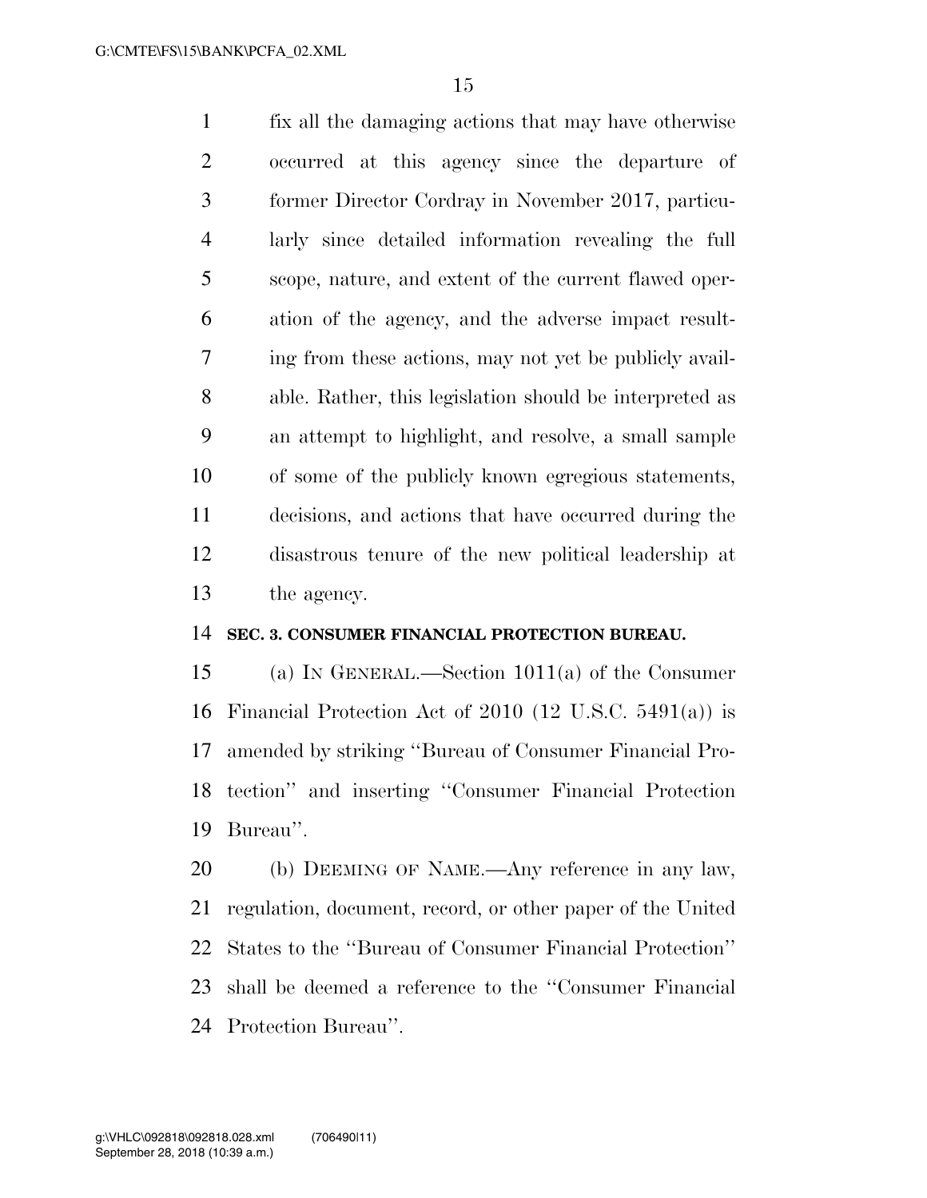fix all the damaging actions that may have otherwise occurred at this agency since the departure of former Director Cordray in November 2017, particularly since detailed information revealing the full scope, nature, and extent of the current flawed operation of the agency, and the adverse impact resulting from these actions, may not yet be publicly available. Rather, this legislation should be interpreted as an attempt to highlight, and resolve, a small sample of some of the publicly known egregious statements, decisions, and actions that have occurred during the disastrous tenure of the new political leadership at the agency.

**SEC. 3. CONSUMER FINANCIAL PROTECTION BUREAU.**

(a) IN GENERAL.—Section 1011(a) of the Consumer Financial Protection Act of 2010 (12 U.S.C. 5491(a)) is amended by striking ''Bureau of Consumer Financial Protection'' and inserting ''Consumer Financial Protection Bureau''.

(b) DEEMING OF NAME.—Any reference in any law, regulation, document, record, or other paper of the United States to the ''Bureau of Consumer Financial Protection'' shall be deemed a reference to the ''Consumer Financial Protection Bureau''.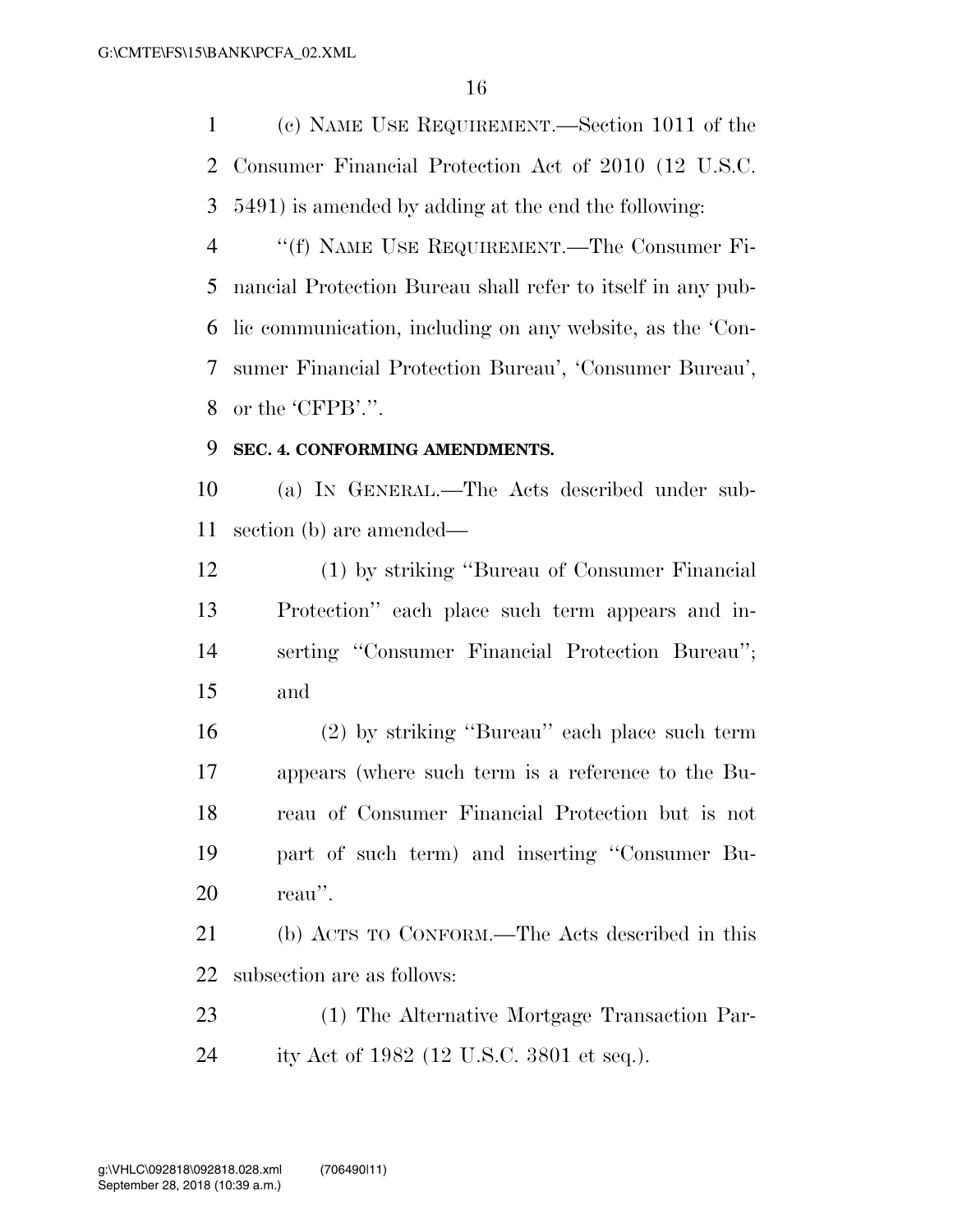(c) NAME USE REQUIREMENT.—Section 1011 of the Consumer Financial Protection Act of 2010 (12 U.S.C. 5491) is amended by adding at the end the following:

''(f) NAME USE REQUIREMENT.—The Consumer Financial Protection Bureau shall refer to itself in any public communication, including on any website, as the 'Consumer Financial Protection Bureau', 'Consumer Bureau', or the 'CFPB'.''.

**SEC. 4. CONFORMING AMENDMENTS.**

(a) IN GENERAL.—The Acts described under subsection (b) are amended—

(1) by striking ''Bureau of Consumer Financial Protection'' each place such term appears and inserting ''Consumer Financial Protection Bureau''; and

(2) by striking ''Bureau'' each place such term appears (where such term is a reference to the Bureau of Consumer Financial Protection but is not part of such term) and inserting ''Consumer Bureau''.

(b) ACTS TO CONFORM.—The Acts described in this subsection are as follows:

(1) The Alternative Mortgage Transaction Parity Act of 1982 (12 U.S.C. 3801 et seq.).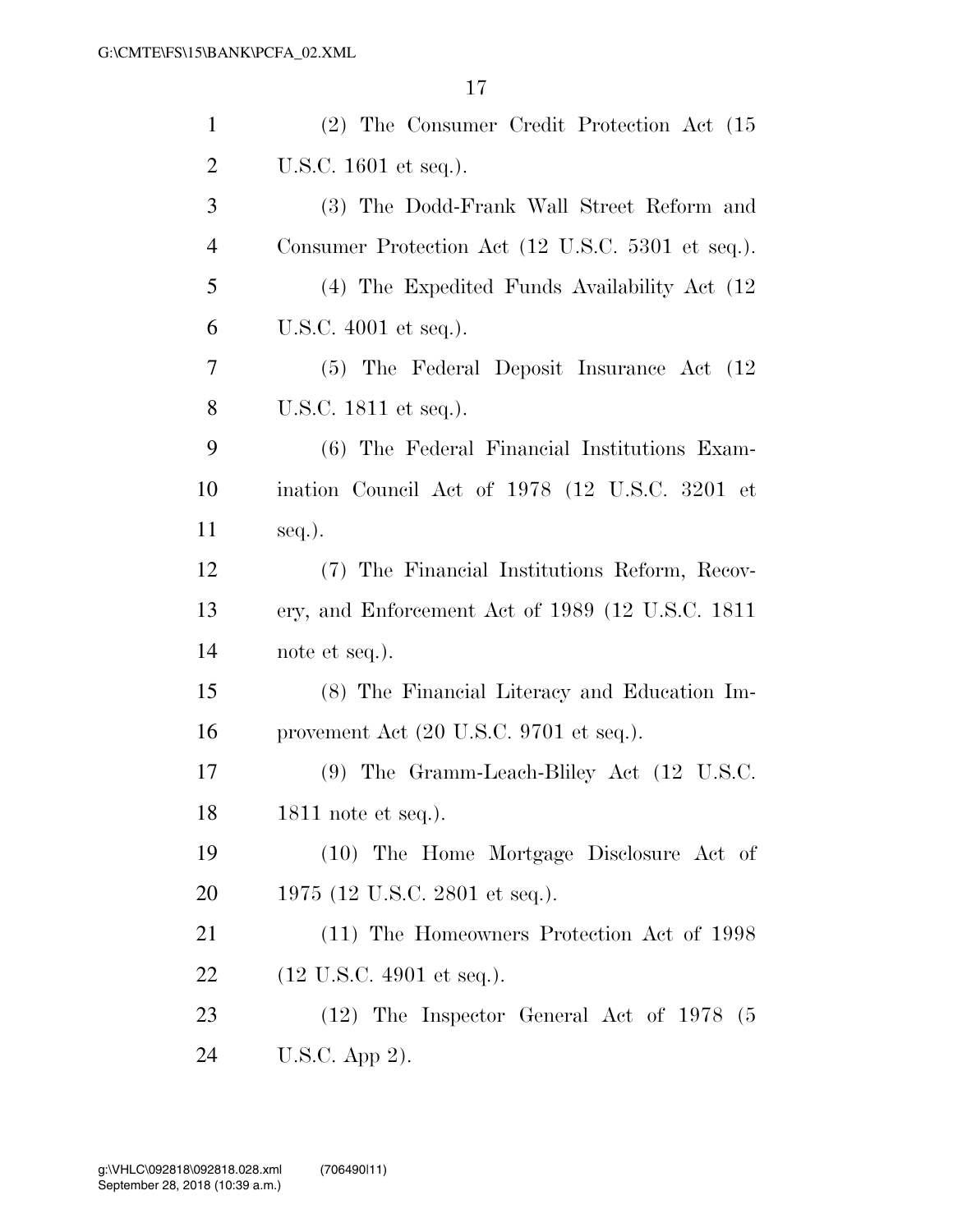(2) The Consumer Credit Protection Act (15 U.S.C. 1601 et seq.).

(3) The Dodd-Frank Wall Street Reform and Consumer Protection Act (12 U.S.C. 5301 et seq.).

(4) The Expedited Funds Availability Act (12 U.S.C. 4001 et seq.).

(5) The Federal Deposit Insurance Act (12 U.S.C. 1811 et seq.).

(6) The Federal Financial Institutions Examination Council Act of 1978 (12 U.S.C. 3201 et seq.).

(7) The Financial Institutions Reform, Recovery, and Enforcement Act of 1989 (12 U.S.C. 1811 note et seq.).

(8) The Financial Literacy and Education Improvement Act (20 U.S.C. 9701 et seq.).

(9) The Gramm-Leach-Bliley Act (12 U.S.C. 1811 note et seq.).

(10) The Home Mortgage Disclosure Act of 1975 (12 U.S.C. 2801 et seq.).

(11) The Homeowners Protection Act of 1998 (12 U.S.C. 4901 et seq.).

(12) The Inspector General Act of 1978 (5 U.S.C. App 2).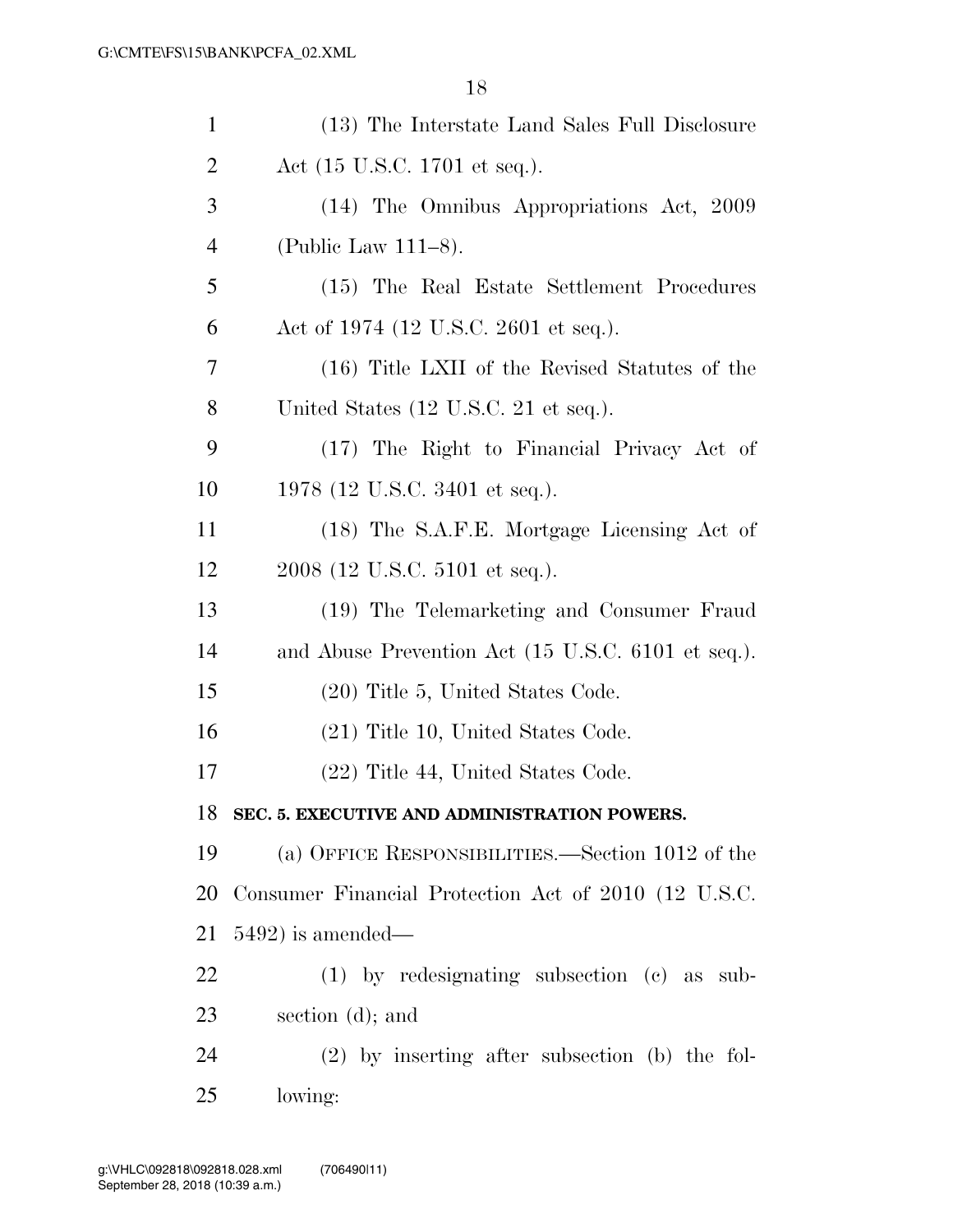(13) The Interstate Land Sales Full Disclosure Act (15 U.S.C. 1701 et seq.).

(14) The Omnibus Appropriations Act, 2009 (Public Law 111–8).

(15) The Real Estate Settlement Procedures Act of 1974 (12 U.S.C. 2601 et seq.).

(16) Title LXII of the Revised Statutes of the United States (12 U.S.C. 21 et seq.).

(17) The Right to Financial Privacy Act of 1978 (12 U.S.C. 3401 et seq.).

(18) The S.A.F.E. Mortgage Licensing Act of 2008 (12 U.S.C. 5101 et seq.).

(19) The Telemarketing and Consumer Fraud and Abuse Prevention Act (15 U.S.C. 6101 et seq.).

(20) Title 5, United States Code.

(21) Title 10, United States Code.

(22) Title 44, United States Code.

**SEC. 5. EXECUTIVE AND ADMINISTRATION POWERS.**

(a) OFFICE RESPONSIBILITIES.—Section 1012 of the Consumer Financial Protection Act of 2010 (12 U.S.C. 5492) is amended—

(1) by redesignating subsection (c) as subsection (d); and

(2) by inserting after subsection (b) the following: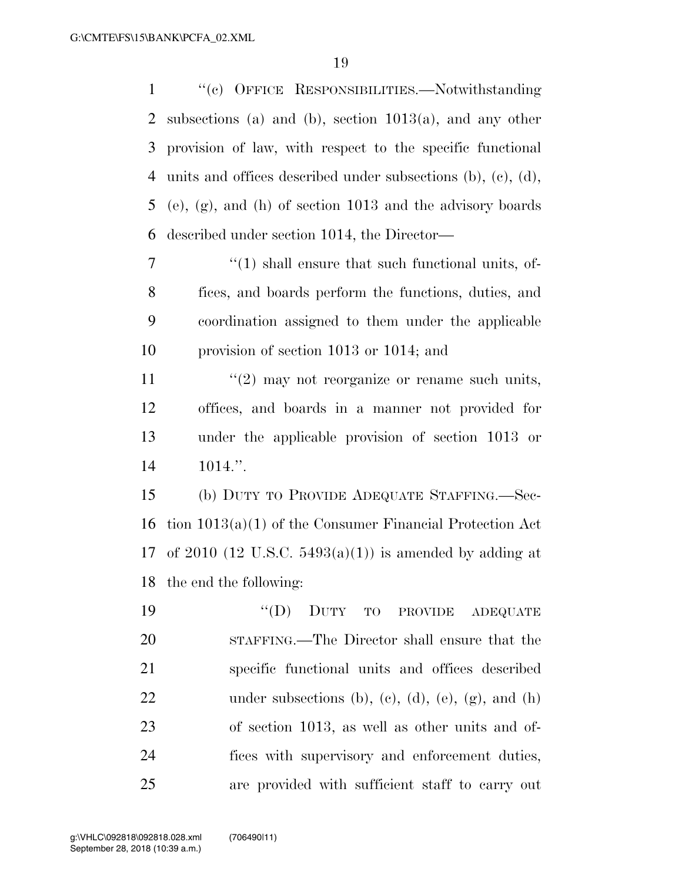"(c) OFFICE RESPONSIBILITIES.—Notwithstanding subsections (a) and (b), section 1013(a), and any other provision of law, with respect to the specific functional units and offices described under subsections (b), (c), (d), (e), (g), and (h) of section 1013 and the advisory boards described under section 1014, the Director—

"(1) shall ensure that such functional units, offices, and boards perform the functions, duties, and coordination assigned to them under the applicable provision of section 1013 or 1014; and

"(2) may not reorganize or rename such units, offices, and boards in a manner not provided for under the applicable provision of section 1013 or 1014.".

(b) DUTY TO PROVIDE ADEQUATE STAFFING.—Section 1013(a)(1) of the Consumer Financial Protection Act of 2010 (12 U.S.C. 5493(a)(1)) is amended by adding at the end the following:

"(D) DUTY TO PROVIDE ADEQUATE STAFFING.—The Director shall ensure that the specific functional units and offices described under subsections (b), (c), (d), (e), (g), and (h) of section 1013, as well as other units and offices with supervisory and enforcement duties, are provided with sufficient staff to carry out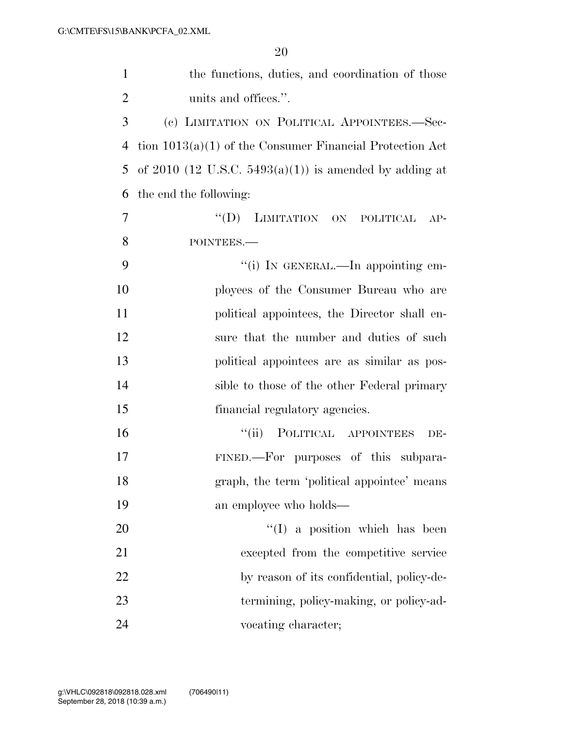the functions, duties, and coordination of those units and offices.''.

(c) LIMITATION ON POLITICAL APPOINTEES.—Section 1013(a)(1) of the Consumer Financial Protection Act of 2010 (12 U.S.C. 5493(a)(1)) is amended by adding at the end the following:

''(D) LIMITATION ON POLITICAL APPOINTEES.—

''(i) IN GENERAL.—In appointing employees of the Consumer Bureau who are political appointees, the Director shall ensure that the number and duties of such political appointees are as similar as possible to those of the other Federal primary financial regulatory agencies.

''(ii) POLITICAL APPOINTEES DEFINED.—For purposes of this subparagraph, the term 'political appointee' means an employee who holds—

''(I) a position which has been excepted from the competitive service by reason of its confidential, policy-determining, policy-making, or policy-advocating character;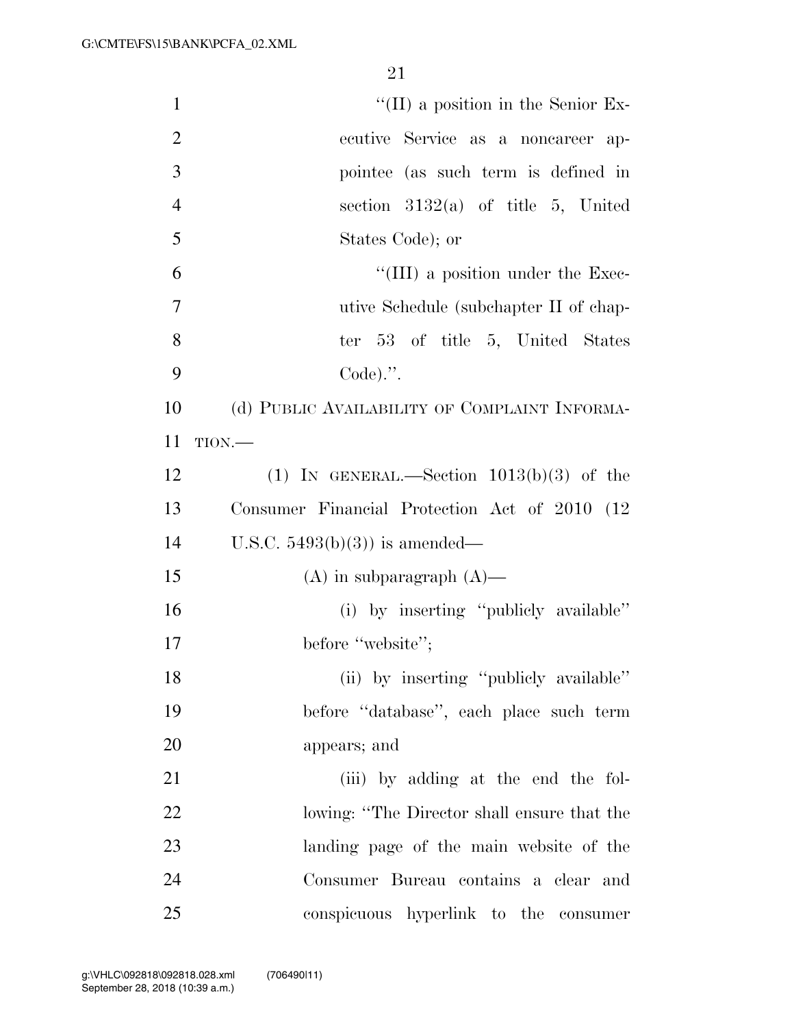''(II) a position in the Senior Executive Service as a noncareer appointee (as such term is defined in section 3132(a) of title 5, United States Code); or

''(III) a position under the Executive Schedule (subchapter II of chapter 53 of title 5, United States Code).''.

(d) PUBLIC AVAILABILITY OF COMPLAINT INFORMATION.—

(1) IN GENERAL.—Section 1013(b)(3) of the Consumer Financial Protection Act of 2010 (12 U.S.C. 5493(b)(3)) is amended—

(A) in subparagraph (A)—

(i) by inserting ''publicly available'' before ''website'';

(ii) by inserting ''publicly available'' before ''database'', each place such term appears; and

(iii) by adding at the end the following: ''The Director shall ensure that the landing page of the main website of the Consumer Bureau contains a clear and conspicuous hyperlink to the consumer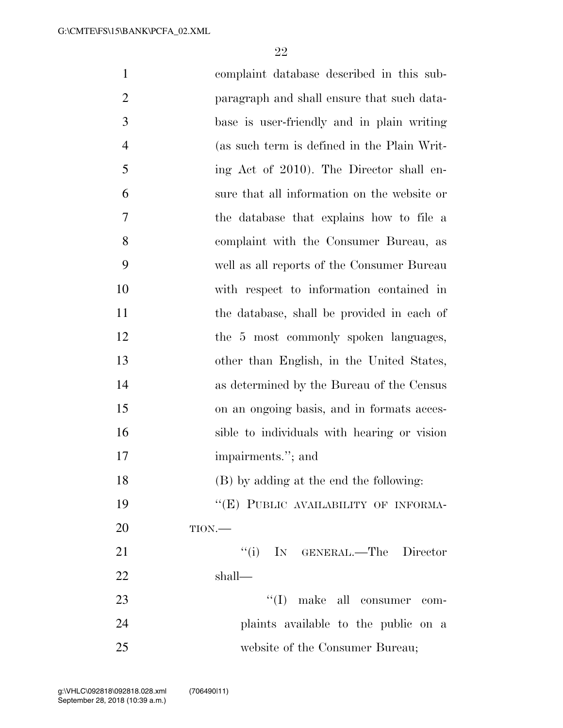complaint database described in this subparagraph and shall ensure that such database is user-friendly and in plain writing (as such term is defined in the Plain Writing Act of 2010). The Director shall ensure that all information on the website or the database that explains how to file a complaint with the Consumer Bureau, as well as all reports of the Consumer Bureau with respect to information contained in the database, shall be provided in each of the 5 most commonly spoken languages, other than English, in the United States, as determined by the Bureau of the Census on an ongoing basis, and in formats accessible to individuals with hearing or vision impairments.''; and

(B) by adding at the end the following:

''(E) PUBLIC AVAILABILITY OF INFORMATION.—

''(i) IN GENERAL.—The Director shall—

''(I) make all consumer complaints available to the public on a website of the Consumer Bureau;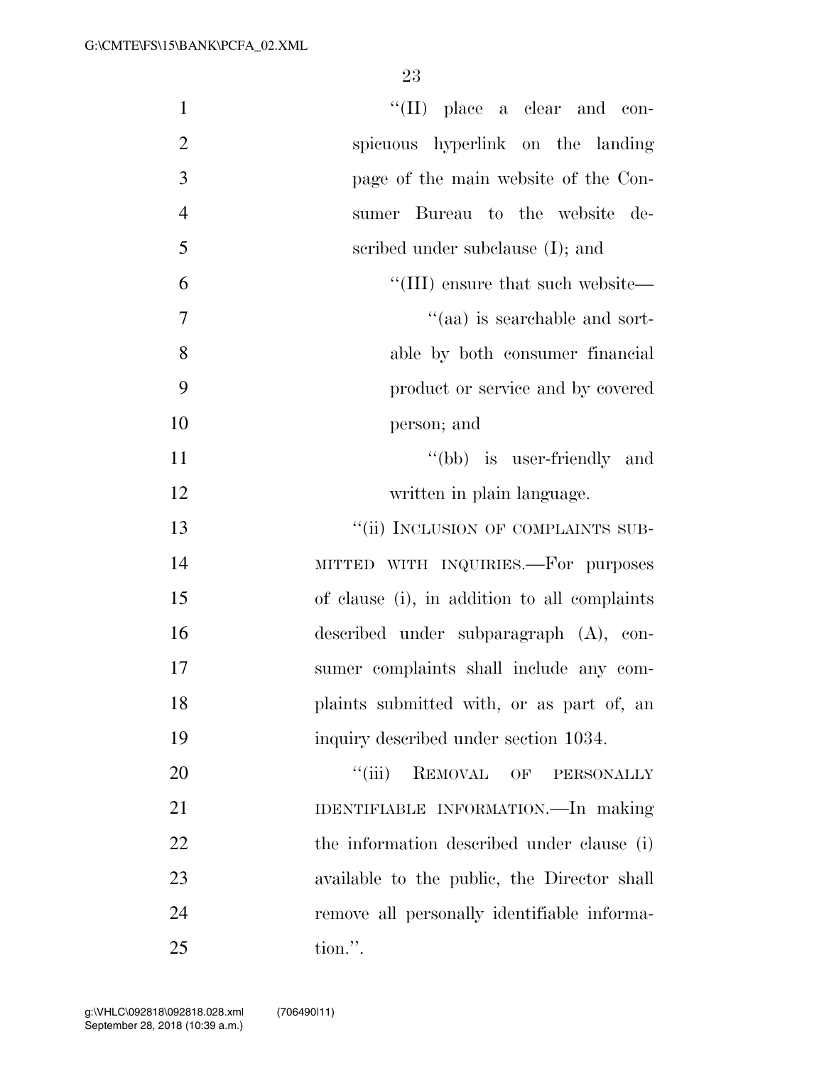"(II) place a clear and conspicuous hyperlink on the landing page of the main website of the Consumer Bureau to the website described under subclause (I); and

"(III) ensure that such website—

"(aa) is searchable and sortable by both consumer financial product or service and by covered person; and

"(bb) is user-friendly and written in plain language.

"(ii) INCLUSION OF COMPLAINTS SUBMITTED WITH INQUIRIES.—For purposes of clause (i), in addition to all complaints described under subparagraph (A), consumer complaints shall include any complaints submitted with, or as part of, an inquiry described under section 1034.

"(iii) REMOVAL OF PERSONALLY IDENTIFIABLE INFORMATION.—In making the information described under clause (i) available to the public, the Director shall remove all personally identifiable information.".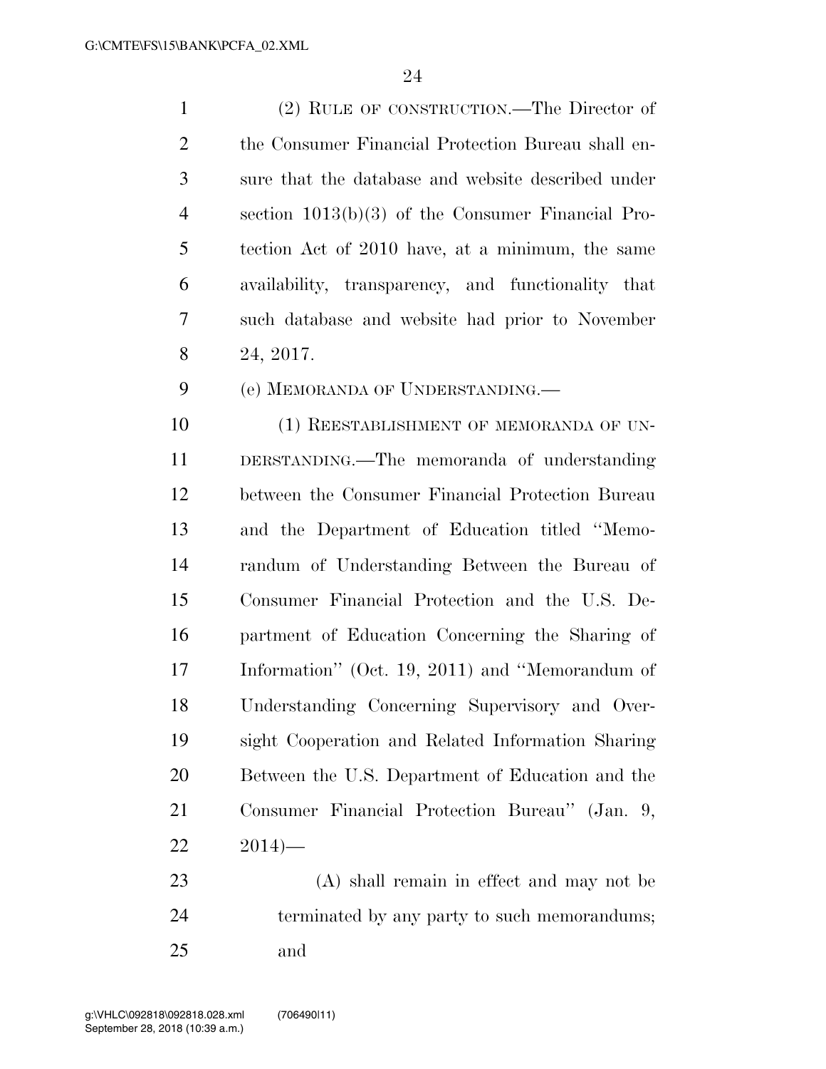(2) RULE OF CONSTRUCTION.—The Director of the Consumer Financial Protection Bureau shall ensure that the database and website described under section 1013(b)(3) of the Consumer Financial Protection Act of 2010 have, at a minimum, the same availability, transparency, and functionality that such database and website had prior to November 24, 2017.

(e) MEMORANDA OF UNDERSTANDING.—

(1) REESTABLISHMENT OF MEMORANDA OF UNDERSTANDING.—The memoranda of understanding between the Consumer Financial Protection Bureau and the Department of Education titled "Memorandum of Understanding Between the Bureau of Consumer Financial Protection and the U.S. Department of Education Concerning the Sharing of Information" (Oct. 19, 2011) and "Memorandum of Understanding Concerning Supervisory and Oversight Cooperation and Related Information Sharing Between the U.S. Department of Education and the Consumer Financial Protection Bureau" (Jan. 9, 2014)—

(A) shall remain in effect and may not be terminated by any party to such memorandums; and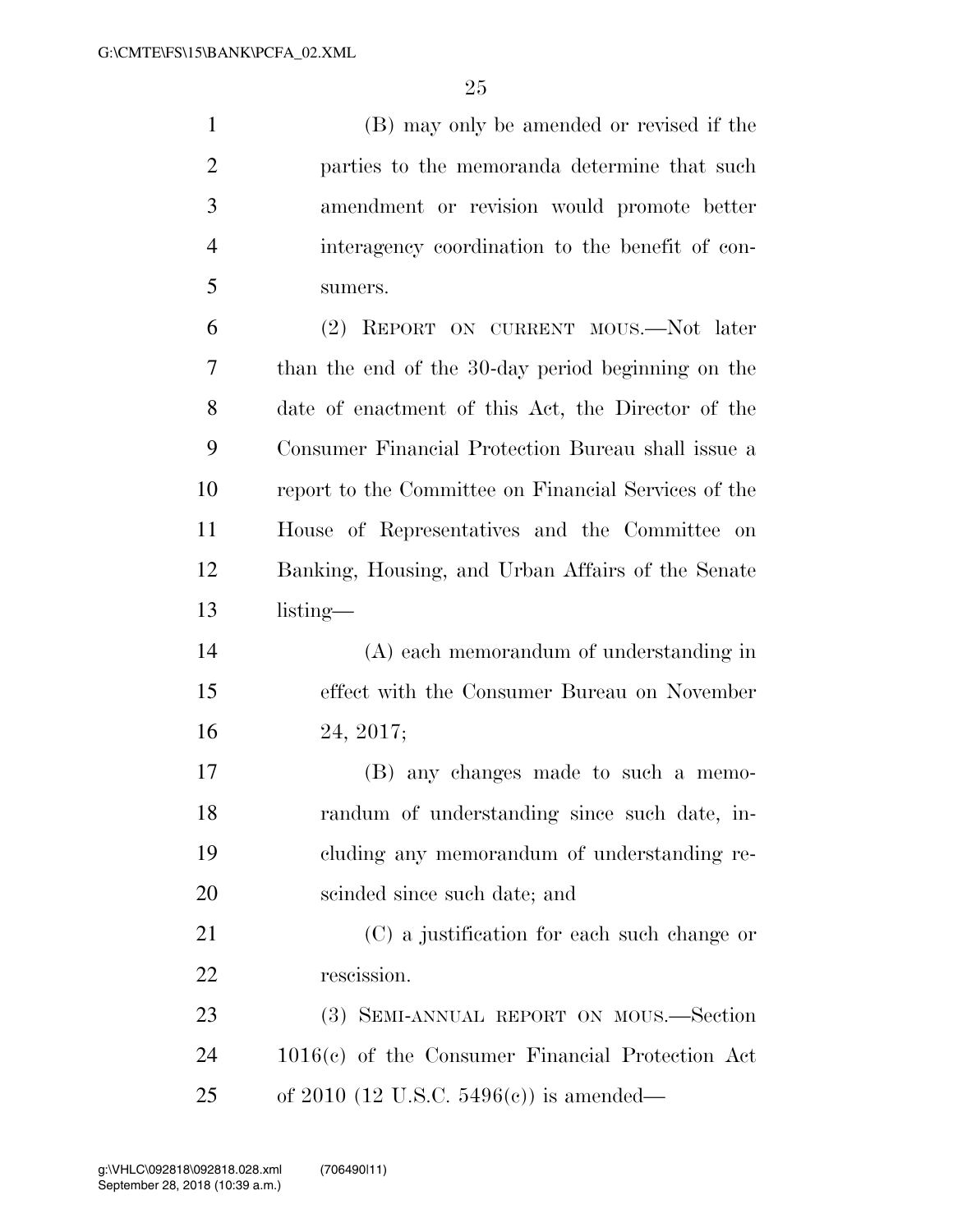(B) may only be amended or revised if the parties to the memoranda determine that such amendment or revision would promote better interagency coordination to the benefit of consumers.

(2) REPORT ON CURRENT MOUS.—Not later than the end of the 30-day period beginning on the date of enactment of this Act, the Director of the Consumer Financial Protection Bureau shall issue a report to the Committee on Financial Services of the House of Representatives and the Committee on Banking, Housing, and Urban Affairs of the Senate listing—

(A) each memorandum of understanding in effect with the Consumer Bureau on November 24, 2017;

(B) any changes made to such a memorandum of understanding since such date, including any memorandum of understanding rescinded since such date; and

(C) a justification for each such change or rescission.

(3) SEMI-ANNUAL REPORT ON MOUS.—Section 1016(c) of the Consumer Financial Protection Act of 2010 (12 U.S.C. 5496(c)) is amended—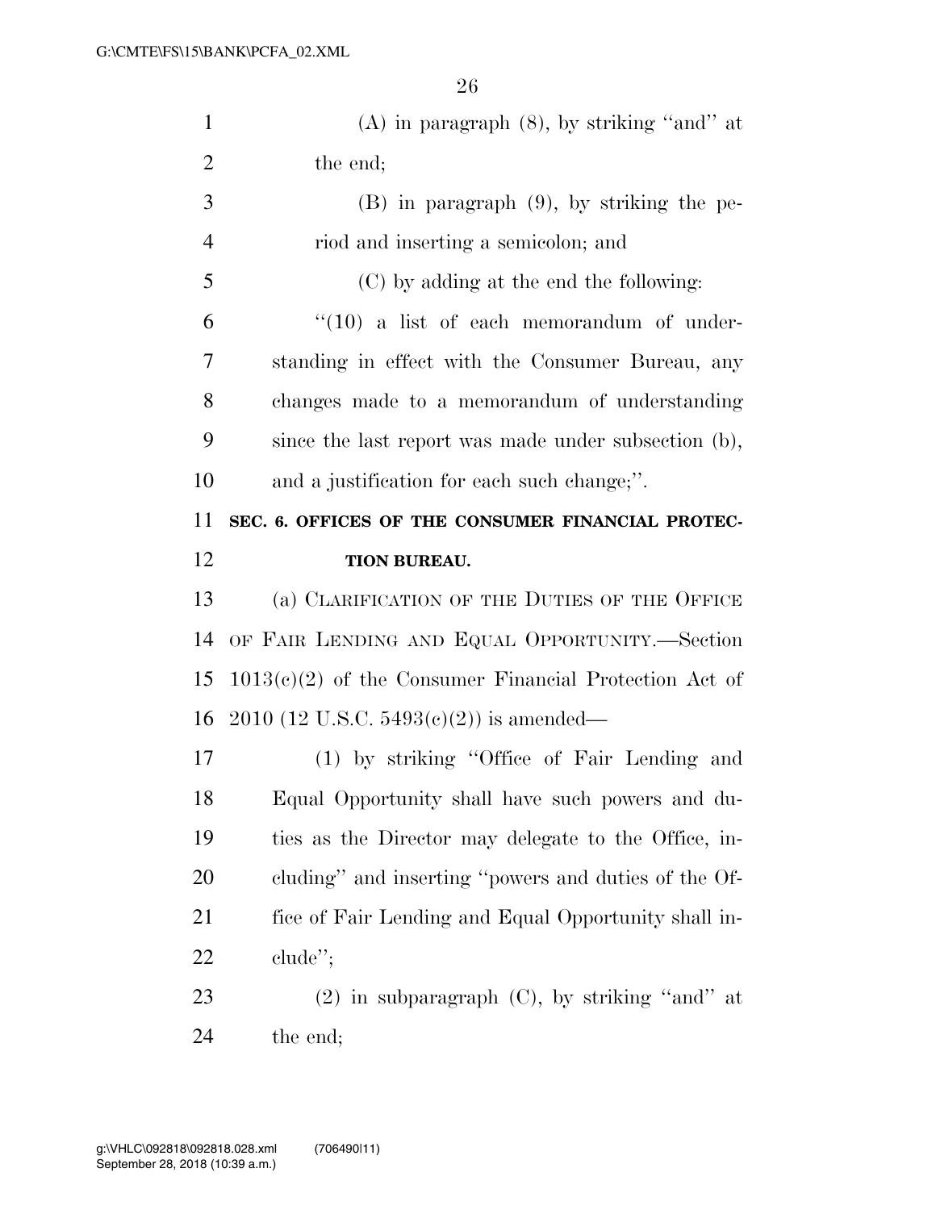(A) in paragraph (8), by striking ''and'' at the end;

(B) in paragraph (9), by striking the period and inserting a semicolon; and

(C) by adding at the end the following:

''(10) a list of each memorandum of understanding in effect with the Consumer Bureau, any changes made to a memorandum of understanding since the last report was made under subsection (b), and a justification for each such change;''.

**SEC. 6. OFFICES OF THE CONSUMER FINANCIAL PROTECTION BUREAU.**

(a) CLARIFICATION OF THE DUTIES OF THE OFFICE OF FAIR LENDING AND EQUAL OPPORTUNITY.—Section 1013(c)(2) of the Consumer Financial Protection Act of 2010 (12 U.S.C. 5493(c)(2)) is amended—

(1) by striking ''Office of Fair Lending and Equal Opportunity shall have such powers and duties as the Director may delegate to the Office, including'' and inserting ''powers and duties of the Office of Fair Lending and Equal Opportunity shall include'';

(2) in subparagraph (C), by striking ''and'' at the end;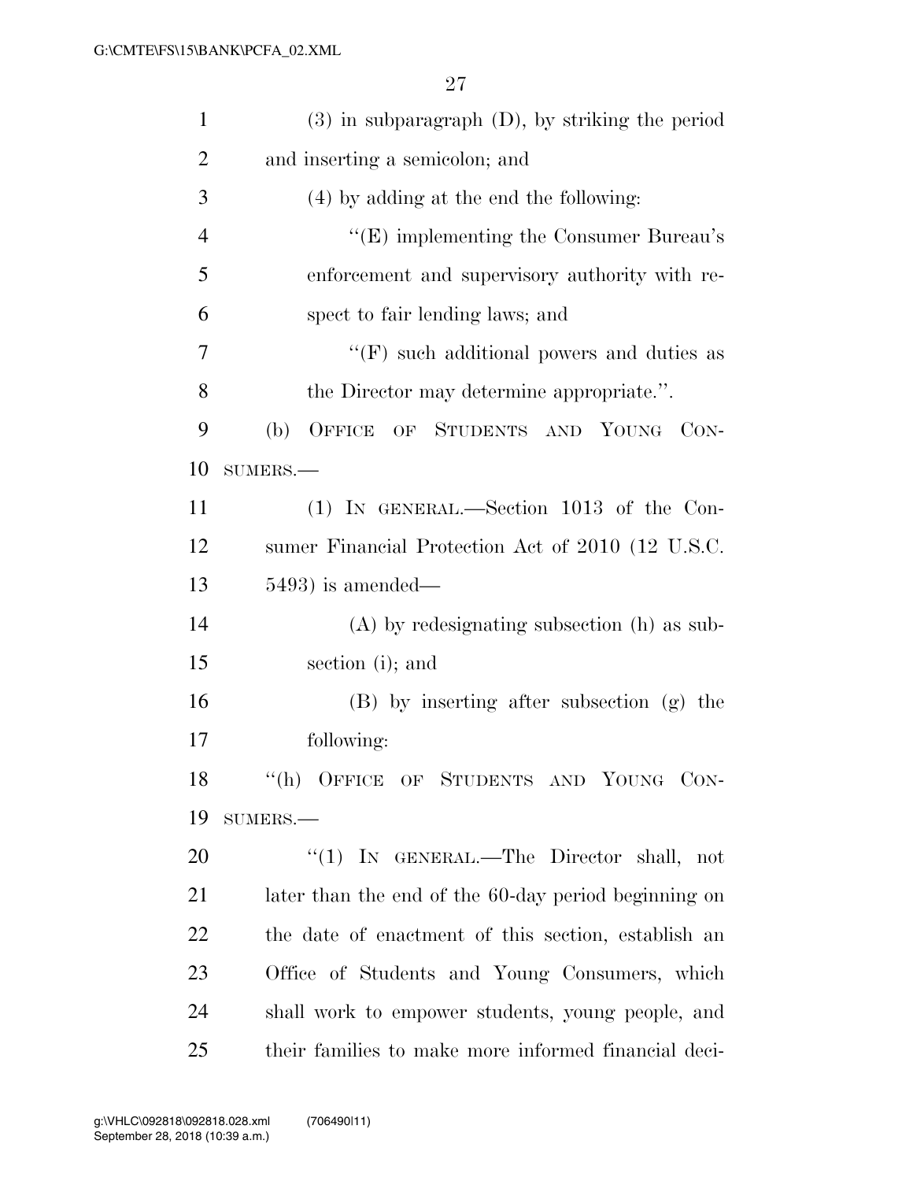(3) in subparagraph (D), by striking the period and inserting a semicolon; and

(4) by adding at the end the following:

"(E) implementing the Consumer Bureau's enforcement and supervisory authority with respect to fair lending laws; and

"(F) such additional powers and duties as the Director may determine appropriate.".

(b) OFFICE OF STUDENTS AND YOUNG CONSUMERS.—

(1) IN GENERAL.—Section 1013 of the Consumer Financial Protection Act of 2010 (12 U.S.C. 5493) is amended—

(A) by redesignating subsection (h) as subsection (i); and

(B) by inserting after subsection (g) the following:

"(h) OFFICE OF STUDENTS AND YOUNG CONSUMERS.—

"(1) IN GENERAL.—The Director shall, not later than the end of the 60-day period beginning on the date of enactment of this section, establish an Office of Students and Young Consumers, which shall work to empower students, young people, and their families to make more informed financial deci-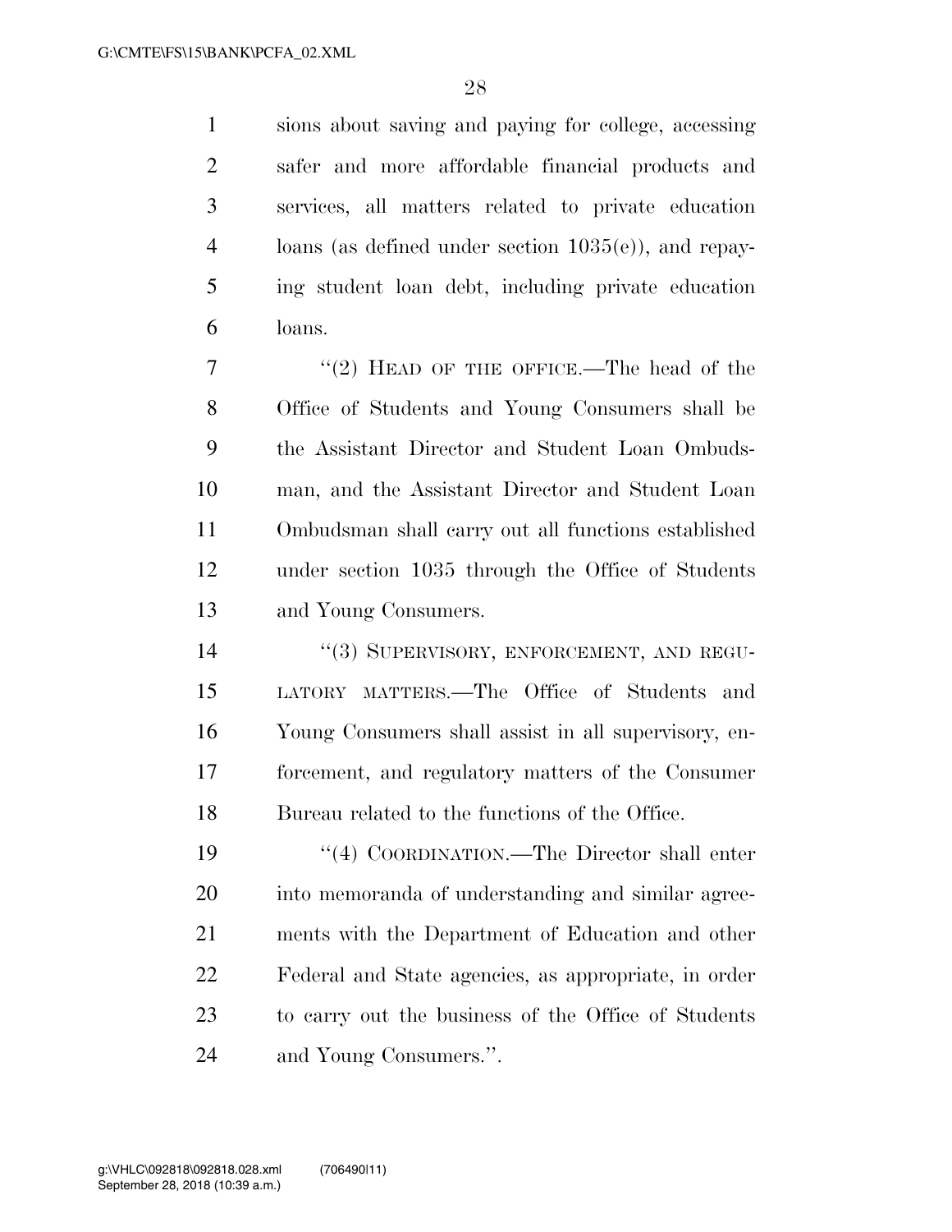sions about saving and paying for college, accessing safer and more affordable financial products and services, all matters related to private education loans (as defined under section 1035(e)), and repaying student loan debt, including private education loans.

"(2) HEAD OF THE OFFICE.—The head of the Office of Students and Young Consumers shall be the Assistant Director and Student Loan Ombudsman, and the Assistant Director and Student Loan Ombudsman shall carry out all functions established under section 1035 through the Office of Students and Young Consumers.

"(3) SUPERVISORY, ENFORCEMENT, AND REGULATORY MATTERS.—The Office of Students and Young Consumers shall assist in all supervisory, enforcement, and regulatory matters of the Consumer Bureau related to the functions of the Office.

"(4) COORDINATION.—The Director shall enter into memoranda of understanding and similar agreements with the Department of Education and other Federal and State agencies, as appropriate, in order to carry out the business of the Office of Students and Young Consumers.".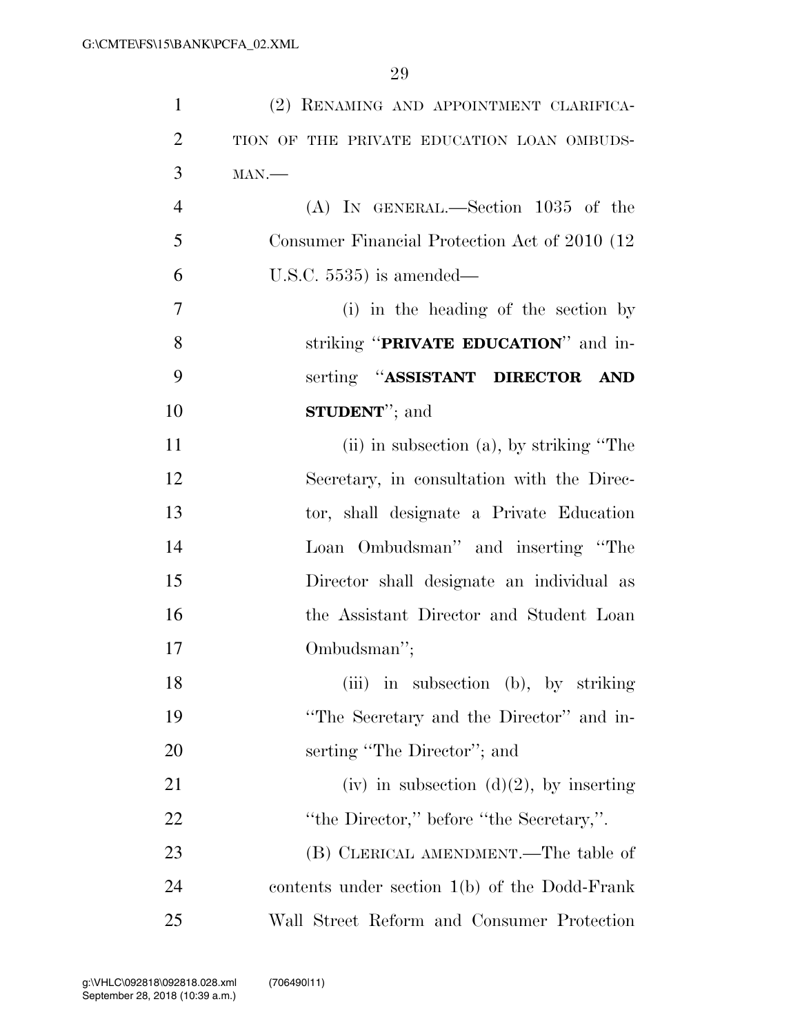(2) RENAMING AND APPOINTMENT CLARIFICATION OF THE PRIVATE EDUCATION LOAN OMBUDSMAN.—

(A) IN GENERAL.—Section 1035 of the Consumer Financial Protection Act of 2010 (12 U.S.C. 5535) is amended—

(i) in the heading of the section by striking "**PRIVATE EDUCATION**" and inserting "**ASSISTANT DIRECTOR AND STUDENT**"; and

(ii) in subsection (a), by striking "The Secretary, in consultation with the Director, shall designate a Private Education Loan Ombudsman" and inserting "The Director shall designate an individual as the Assistant Director and Student Loan Ombudsman";

(iii) in subsection (b), by striking "The Secretary and the Director" and inserting "The Director"; and

(iv) in subsection (d)(2), by inserting "the Director," before "the Secretary,".

(B) CLERICAL AMENDMENT.—The table of contents under section 1(b) of the Dodd-Frank Wall Street Reform and Consumer Protection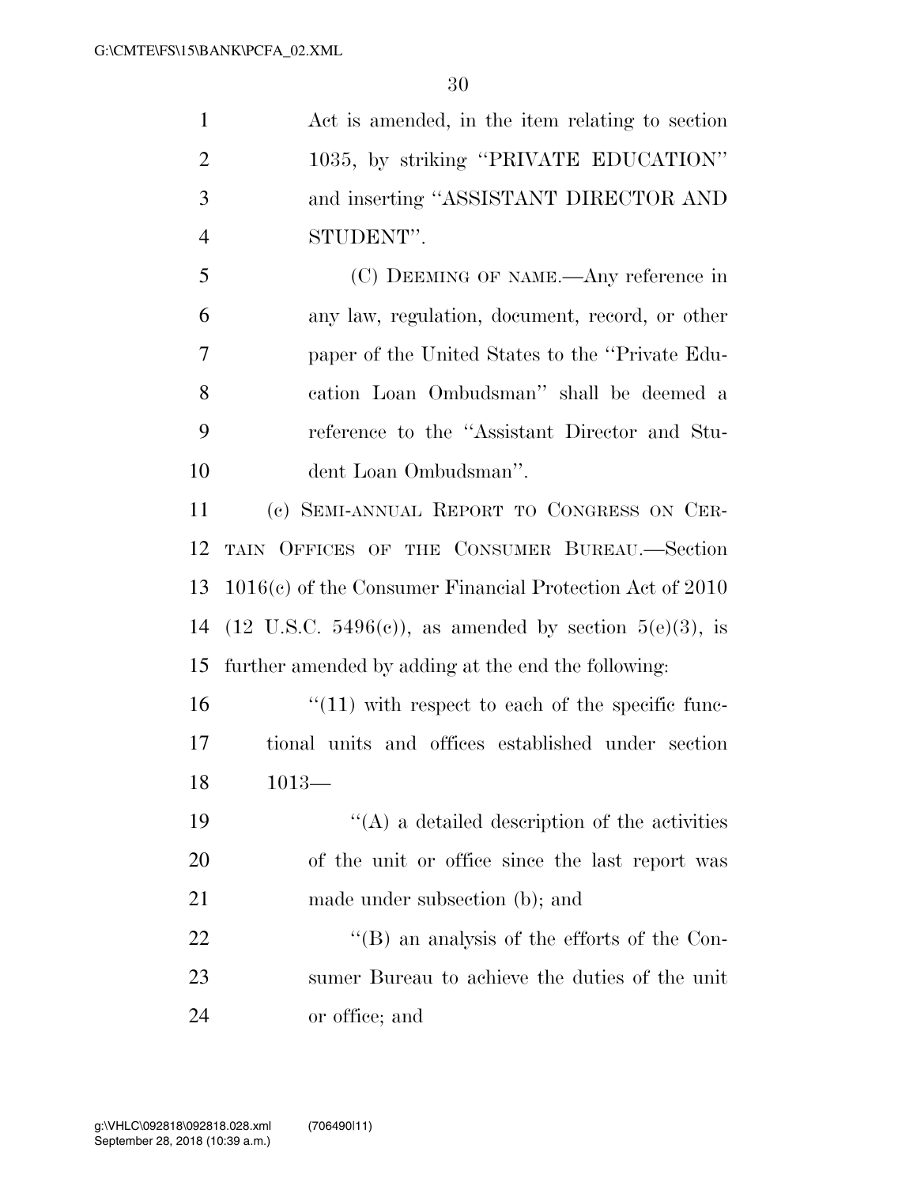Act is amended, in the item relating to section 1035, by striking "PRIVATE EDUCATION" and inserting "ASSISTANT DIRECTOR AND STUDENT".

(C) DEEMING OF NAME.—Any reference in any law, regulation, document, record, or other paper of the United States to the "Private Education Loan Ombudsman" shall be deemed a reference to the "Assistant Director and Student Loan Ombudsman".

(c) SEMI-ANNUAL REPORT TO CONGRESS ON CERTAIN OFFICES OF THE CONSUMER BUREAU.—Section 1016(c) of the Consumer Financial Protection Act of 2010 (12 U.S.C. 5496(c)), as amended by section 5(e)(3), is further amended by adding at the end the following:

"(11) with respect to each of the specific functional units and offices established under section 1013—

"(A) a detailed description of the activities of the unit or office since the last report was made under subsection (b); and

"(B) an analysis of the efforts of the Consumer Bureau to achieve the duties of the unit or office; and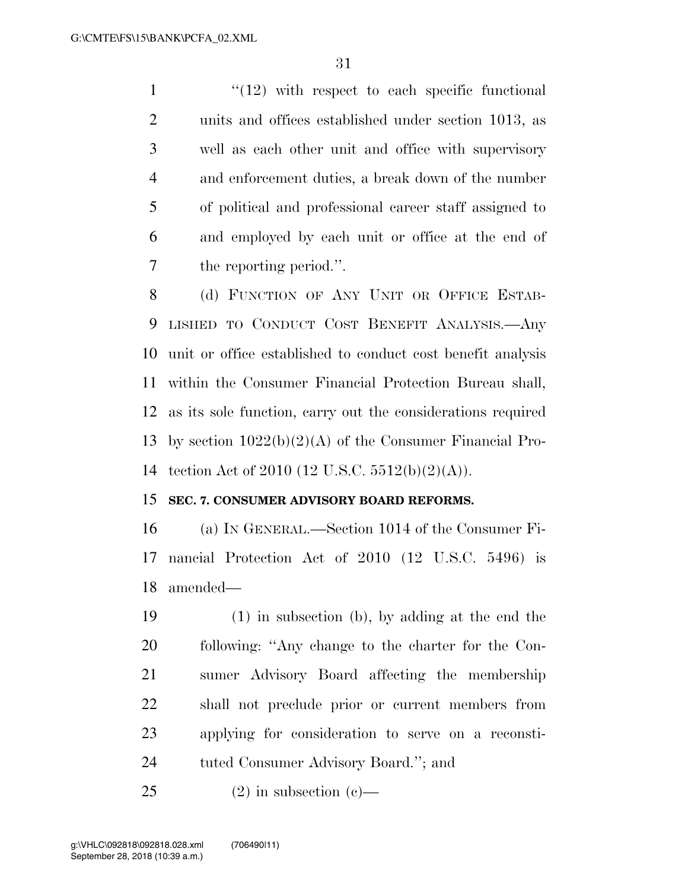"(12) with respect to each specific functional units and offices established under section 1013, as well as each other unit and office with supervisory and enforcement duties, a break down of the number of political and professional career staff assigned to and employed by each unit or office at the end of the reporting period.".

(d) FUNCTION OF ANY UNIT OR OFFICE ESTABLISHED TO CONDUCT COST BENEFIT ANALYSIS.—Any unit or office established to conduct cost benefit analysis within the Consumer Financial Protection Bureau shall, as its sole function, carry out the considerations required by section 1022(b)(2)(A) of the Consumer Financial Protection Act of 2010 (12 U.S.C. 5512(b)(2)(A)).

**SEC. 7. CONSUMER ADVISORY BOARD REFORMS.**

(a) IN GENERAL.—Section 1014 of the Consumer Financial Protection Act of 2010 (12 U.S.C. 5496) is amended—

(1) in subsection (b), by adding at the end the following: "Any change to the charter for the Consumer Advisory Board affecting the membership shall not preclude prior or current members from applying for consideration to serve on a reconstituted Consumer Advisory Board."; and

(2) in subsection (c)—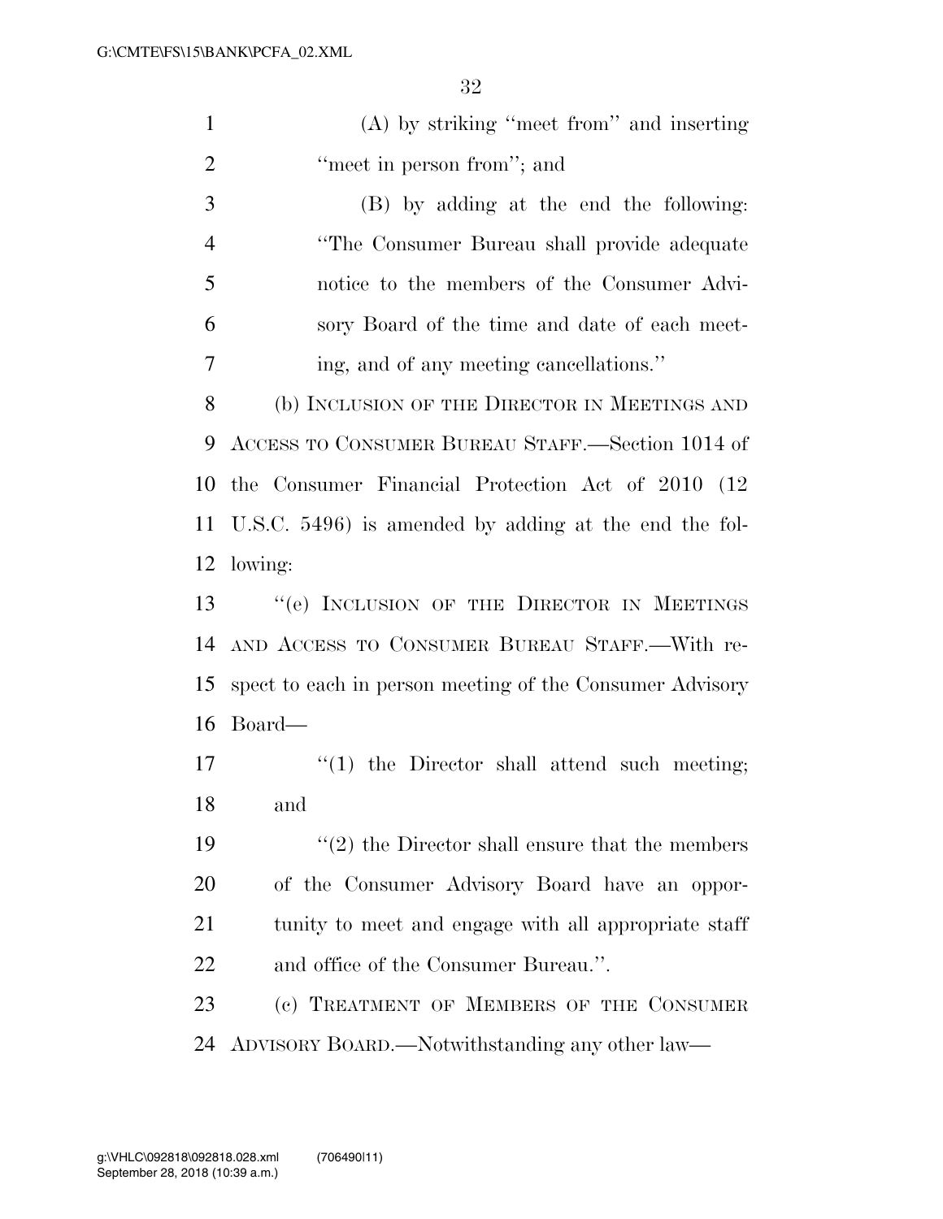(A) by striking "meet from" and inserting "meet in person from"; and

(B) by adding at the end the following: "The Consumer Bureau shall provide adequate notice to the members of the Consumer Advisory Board of the time and date of each meeting, and of any meeting cancellations."

(b) INCLUSION OF THE DIRECTOR IN MEETINGS AND ACCESS TO CONSUMER BUREAU STAFF.—Section 1014 of the Consumer Financial Protection Act of 2010 (12 U.S.C. 5496) is amended by adding at the end the following:

"(e) INCLUSION OF THE DIRECTOR IN MEETINGS AND ACCESS TO CONSUMER BUREAU STAFF.—With respect to each in person meeting of the Consumer Advisory Board—

"(1) the Director shall attend such meeting; and

"(2) the Director shall ensure that the members of the Consumer Advisory Board have an opportunity to meet and engage with all appropriate staff and office of the Consumer Bureau.".

(c) TREATMENT OF MEMBERS OF THE CONSUMER ADVISORY BOARD.—Notwithstanding any other law—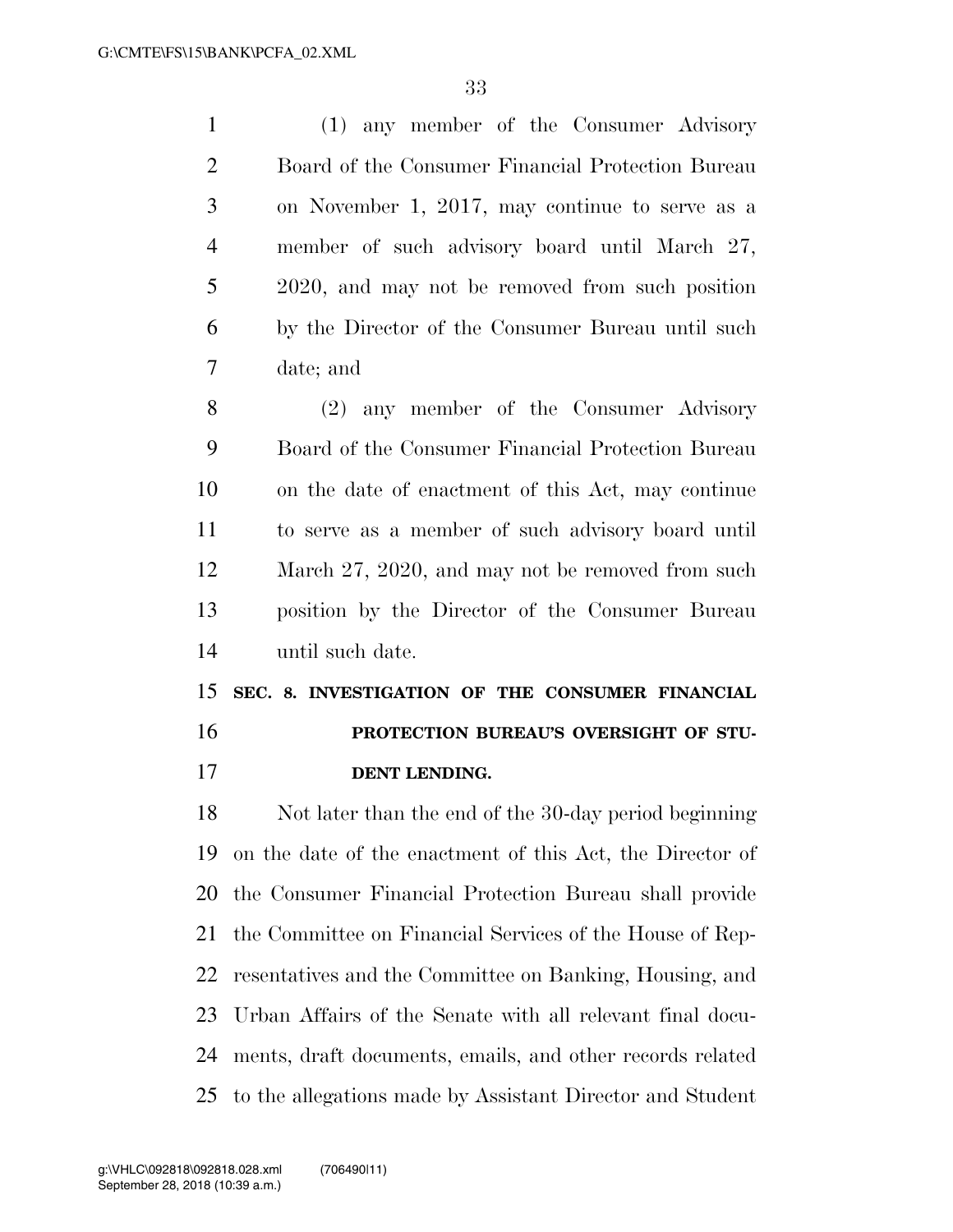(1) any member of the Consumer Advisory Board of the Consumer Financial Protection Bureau on November 1, 2017, may continue to serve as a member of such advisory board until March 27, 2020, and may not be removed from such position by the Director of the Consumer Bureau until such date; and

(2) any member of the Consumer Advisory Board of the Consumer Financial Protection Bureau on the date of enactment of this Act, may continue to serve as a member of such advisory board until March 27, 2020, and may not be removed from such position by the Director of the Consumer Bureau until such date.

**SEC. 8. INVESTIGATION OF THE CONSUMER FINANCIAL PROTECTION BUREAU'S OVERSIGHT OF STUDENT LENDING.**

Not later than the end of the 30-day period beginning on the date of the enactment of this Act, the Director of the Consumer Financial Protection Bureau shall provide the Committee on Financial Services of the House of Representatives and the Committee on Banking, Housing, and Urban Affairs of the Senate with all relevant final documents, draft documents, emails, and other records related to the allegations made by Assistant Director and Student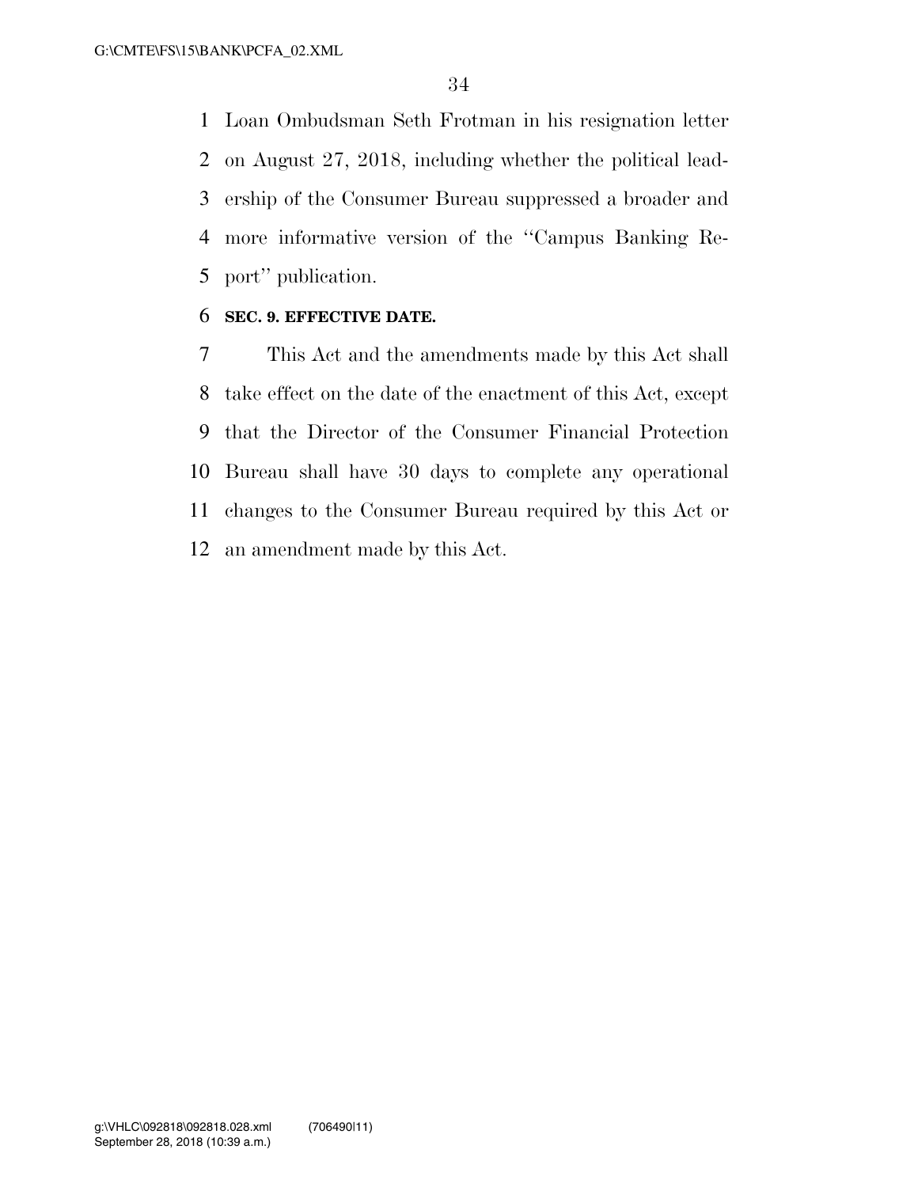Loan Ombudsman Seth Frotman in his resignation letter on August 27, 2018, including whether the political leadership of the Consumer Bureau suppressed a broader and more informative version of the ''Campus Banking Report'' publication.

**SEC. 9. EFFECTIVE DATE.**

This Act and the amendments made by this Act shall take effect on the date of the enactment of this Act, except that the Director of the Consumer Financial Protection Bureau shall have 30 days to complete any operational changes to the Consumer Bureau required by this Act or an amendment made by this Act.